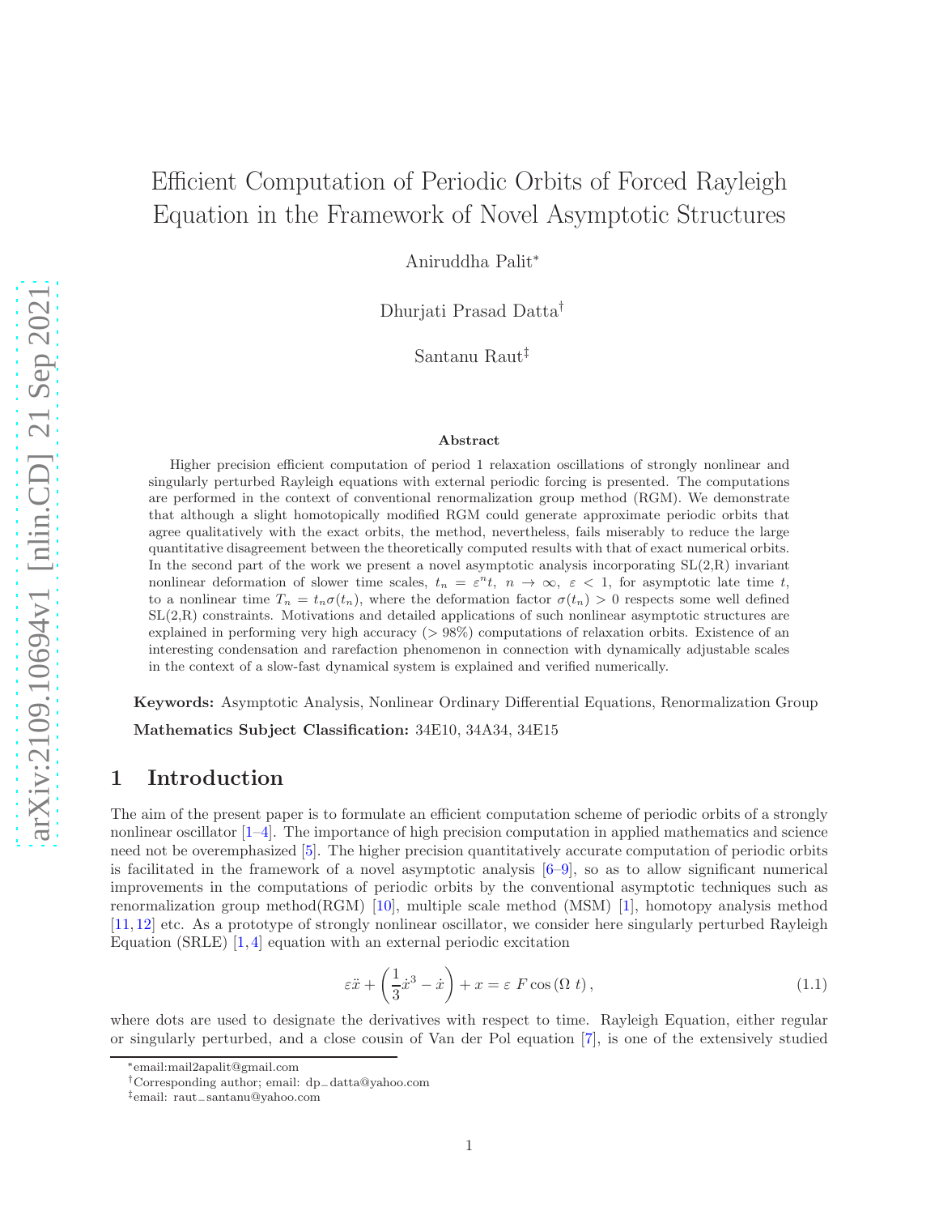# Efficient Computation of Periodic Orbits of Forced Rayleigh Equation in the Framework of Novel Asymptotic Structures

Aniruddha Palit*

Dhurjati Prasad Datta†

Santanu Raut‡

### Abstract

Higher precision efficient computation of period 1 relaxation oscillations of strongly nonlinear and singularly perturbed Rayleigh equations with external periodic forcing is presented. The computations are performed in the context of conventional renormalization group method (RGM). We demonstrate that although a slight homotopically modified RGM could generate approximate periodic orbits that agree qualitatively with the exact orbits, the method, nevertheless, fails miserably to reduce the large quantitative disagreement between the theoretically computed results with that of exact numerical orbits. In the second part of the work we present a novel asymptotic analysis incorporating SL(2,R) invariant nonlinear deformation of slower time scales, $t_n = \varepsilon^n t,\ n \to \infty,\ \varepsilon < 1$, for asymptotic late time $t$, to a nonlinear time $T_n = t_n \sigma(t_n)$, where the deformation factor $\sigma(t_n) > 0$ respects some well defined SL(2,R) constraints. Motivations and detailed applications of such nonlinear asymptotic structures are explained in performing very high accuracy ($> 98\%$) computations of relaxation orbits. Existence of an interesting condensation and rarefaction phenomenon in connection with dynamically adjustable scales in the context of a slow-fast dynamical system is explained and verified numerically.

**Keywords:** Asymptotic Analysis, Nonlinear Ordinary Differential Equations, Renormalization Group

**Mathematics Subject Classification:** 34E10, 34A34, 34E15

## 1 Introduction

The aim of the present paper is to formulate an efficient computation scheme of periodic orbits of a strongly nonlinear oscillator [1–4]. The importance of high precision computation in applied mathematics and science need not be overemphasized [5]. The higher precision quantitatively accurate computation of periodic orbits is facilitated in the framework of a novel asymptotic analysis [6–9], so as to allow significant numerical improvements in the computations of periodic orbits by the conventional asymptotic techniques such as renormalization group method(RGM) [10], multiple scale method (MSM) [1], homotopy analysis method [11,12] etc. As a prototype of strongly nonlinear oscillator, we consider here singularly perturbed Rayleigh Equation (SRLE) [1,4] equation with an external periodic excitation

$$\varepsilon \ddot{x} + \left(\frac{1}{3}\dot{x}^3 - \dot{x}\right) + x = \varepsilon\ F \cos(\Omega\ t), \tag{1.1}$$

where dots are used to designate the derivatives with respect to time. Rayleigh Equation, either regular or singularly perturbed, and a close cousin of Van der Pol equation [7], is one of the extensively studied

*email:mail2apalit@gmail.com

†Corresponding author; email: dp_datta@yahoo.com

‡email: raut_santanu@yahoo.com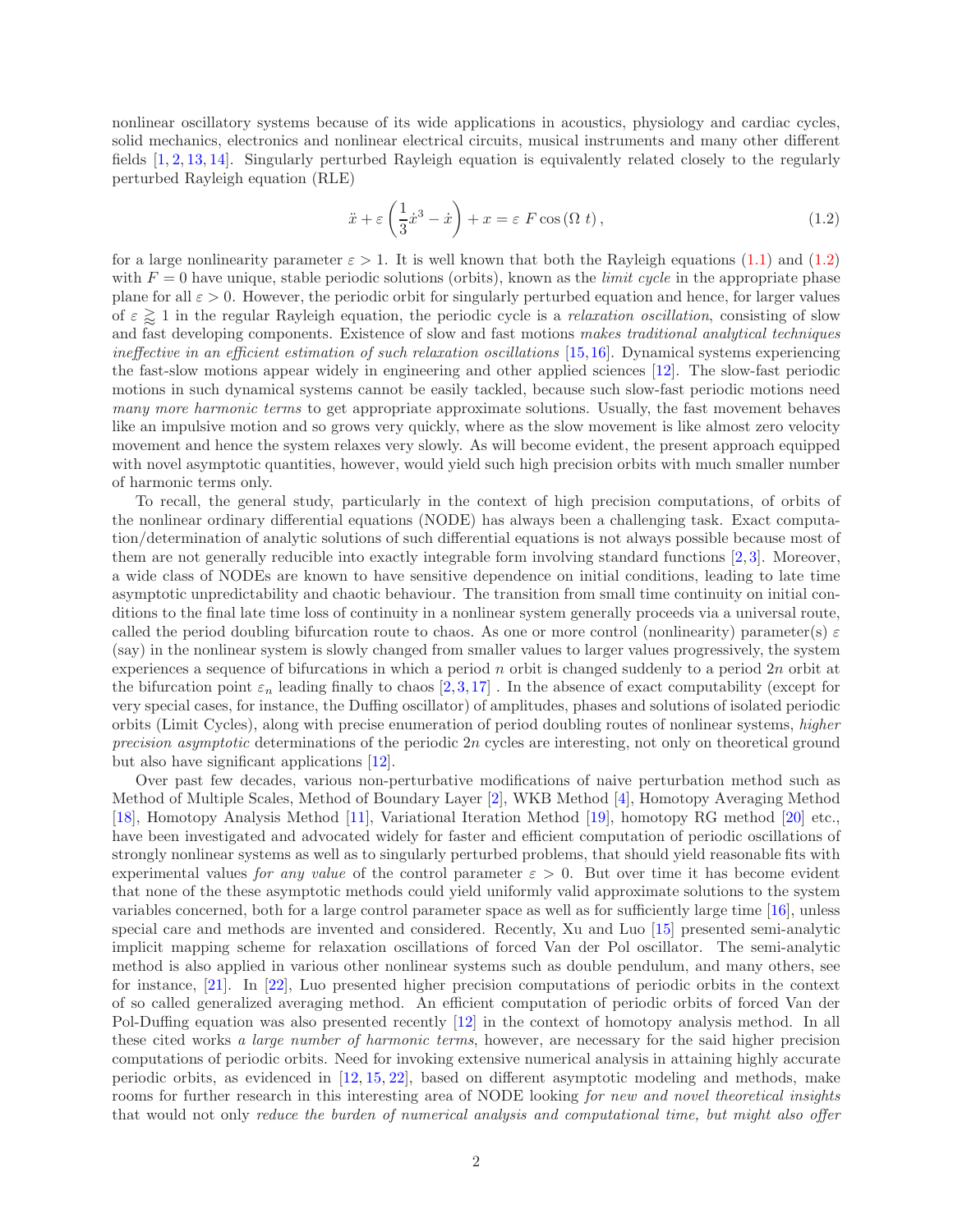nonlinear oscillatory systems because of its wide applications in acoustics, physiology and cardiac cycles, solid mechanics, electronics and nonlinear electrical circuits, musical instruments and many other different fields [1, 2, 13, 14]. Singularly perturbed Rayleigh equation is equivalently related closely to the regularly perturbed Rayleigh equation (RLE)

$$\ddot{x} + \varepsilon\left(\frac{1}{3}\dot{x}^3 - \dot{x}\right) + x = \varepsilon\; F\cos\left(\Omega\; t\right), \tag{1.2}$$

for a large nonlinearity parameter $\varepsilon > 1$. It is well known that both the Rayleigh equations (1.1) and (1.2) with $F = 0$ have unique, stable periodic solutions (orbits), known as the *limit cycle* in the appropriate phase plane for all $\varepsilon > 0$. However, the periodic orbit for singularly perturbed equation and hence, for larger values of $\varepsilon \gtrapprox 1$ in the regular Rayleigh equation, the periodic cycle is a *relaxation oscillation*, consisting of slow and fast developing components. Existence of slow and fast motions *makes traditional analytical techniques ineffective in an efficient estimation of such relaxation oscillations* [15, 16]. Dynamical systems experiencing the fast-slow motions appear widely in engineering and other applied sciences [12]. The slow-fast periodic motions in such dynamical systems cannot be easily tackled, because such slow-fast periodic motions need *many more harmonic terms* to get appropriate approximate solutions. Usually, the fast movement behaves like an impulsive motion and so grows very quickly, where as the slow movement is like almost zero velocity movement and hence the system relaxes very slowly. As will become evident, the present approach equipped with novel asymptotic quantities, however, would yield such high precision orbits with much smaller number of harmonic terms only.

To recall, the general study, particularly in the context of high precision computations, of orbits of the nonlinear ordinary differential equations (NODE) has always been a challenging task. Exact computation/determination of analytic solutions of such differential equations is not always possible because most of them are not generally reducible into exactly integrable form involving standard functions [2, 3]. Moreover, a wide class of NODEs are known to have sensitive dependence on initial conditions, leading to late time asymptotic unpredictability and chaotic behaviour. The transition from small time continuity on initial conditions to the final late time loss of continuity in a nonlinear system generally proceeds via a universal route, called the period doubling bifurcation route to chaos. As one or more control (nonlinearity) parameter(s) $\varepsilon$ (say) in the nonlinear system is slowly changed from smaller values to larger values progressively, the system experiences a sequence of bifurcations in which a period $n$ orbit is changed suddenly to a period $2n$ orbit at the bifurcation point $\varepsilon_n$ leading finally to chaos [2, 3, 17] . In the absence of exact computability (except for very special cases, for instance, the Duffing oscillator) of amplitudes, phases and solutions of isolated periodic orbits (Limit Cycles), along with precise enumeration of period doubling routes of nonlinear systems, *higher precision asymptotic* determinations of the periodic $2n$ cycles are interesting, not only on theoretical ground but also have significant applications [12].

Over past few decades, various non-perturbative modifications of naive perturbation method such as Method of Multiple Scales, Method of Boundary Layer [2], WKB Method [4], Homotopy Averaging Method [18], Homotopy Analysis Method [11], Variational Iteration Method [19], homotopy RG method [20] etc., have been investigated and advocated widely for faster and efficient computation of periodic oscillations of strongly nonlinear systems as well as to singularly perturbed problems, that should yield reasonable fits with experimental values *for any value* of the control parameter $\varepsilon > 0$. But over time it has become evident that none of the these asymptotic methods could yield uniformly valid approximate solutions to the system variables concerned, both for a large control parameter space as well as for sufficiently large time [16], unless special care and methods are invented and considered. Recently, Xu and Luo [15] presented semi-analytic implicit mapping scheme for relaxation oscillations of forced Van der Pol oscillator. The semi-analytic method is also applied in various other nonlinear systems such as double pendulum, and many others, see for instance, [21]. In [22], Luo presented higher precision computations of periodic orbits in the context of so called generalized averaging method. An efficient computation of periodic orbits of forced Van der Pol-Duffing equation was also presented recently [12] in the context of homotopy analysis method. In all these cited works *a large number of harmonic terms*, however, are necessary for the said higher precision computations of periodic orbits. Need for invoking extensive numerical analysis in attaining highly accurate periodic orbits, as evidenced in [12, 15, 22], based on different asymptotic modeling and methods, make rooms for further research in this interesting area of NODE looking *for new and novel theoretical insights* that would not only *reduce the burden of numerical analysis and computational time, but might also offer*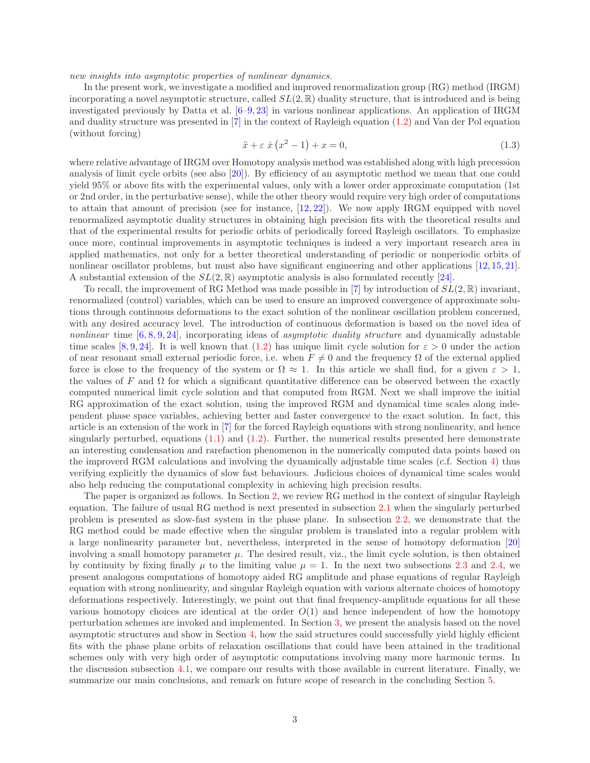*new insights into asymptotic properties of nonlinear dynamics.*

In the present work, we investigate a modified and improved renormalization group (RG) method (IRGM) incorporating a novel asymptotic structure, called $SL(2,\mathbb{R})$ duality structure, that is introduced and is being investigated previously by Datta et al. [6–9, 23] in various nonlinear applications. An application of IRGM and duality structure was presented in [7] in the context of Rayleigh equation (1.2) and Van der Pol equation (without forcing)

$$\ddot{x} + \varepsilon\, \dot{x}\left(x^2 - 1\right) + x = 0, \tag{1.3}$$

where relative advantage of IRGM over Homotopy analysis method was established along with high precession analysis of limit cycle orbits (see also [20]). By efficiency of an asymptotic method we mean that one could yield 95% or above fits with the experimental values, only with a lower order approximate computation (1st or 2nd order, in the perturbative sense), while the other theory would require very high order of computations to attain that amount of precision (see for instance, [12, 22]). We now apply IRGM equipped with novel renormalized asymptotic duality structures in obtaining high precision fits with the theoretical results and that of the experimental results for periodic orbits of periodically forced Rayleigh oscillators. To emphasize once more, continual improvements in asymptotic techniques is indeed a very important research area in applied mathematics, not only for a better theoretical understanding of periodic or nonperiodic orbits of nonlinear oscillator problems, but must also have significant engineering and other applications [12, 15, 21]. A substantial extension of the $SL(2,\mathbb{R})$ asymptotic analysis is also formulated recently [24].

To recall, the improvement of RG Method was made possible in [7] by introduction of $SL(2,\mathbb{R})$ invariant, renormalized (control) variables, which can be used to ensure an improved convergence of approximate solutions through continuous deformations to the exact solution of the nonlinear oscillation problem concerned, with any desired accuracy level. The introduction of continuous deformation is based on the novel idea of *nonlinear* time [6, 8, 9, 24], incorporating ideas of *asymptotic duality structure* and dynamically adustable time scales [8, 9, 24]. It is well known that (1.2) has unique limit cycle solution for $\varepsilon > 0$ under the action of near resonant small external periodic force, i.e. when $F \neq 0$ and the frequency $\Omega$ of the external applied force is close to the frequency of the system or $\Omega \approx 1$. In this article we shall find, for a given $\varepsilon > 1$, the values of $F$ and $\Omega$ for which a significant quantitative difference can be observed between the exactly computed numerical limit cycle solution and that computed from RGM. Next we shall improve the initial RG approximation of the exact solution, using the improved RGM and dynamical time scales along independent phase space variables, achieving better and faster convergence to the exact solution. In fact, this article is an extension of the work in [7] for the forced Rayleigh equations with strong nonlinearity, and hence singularly perturbed, equations (1.1) and (1.2). Further, the numerical results presented here demonstrate an interesting condensation and rarefaction phenomenon in the numerically computed data points based on the improverd RGM calculations and involving the dynamically adjustable time scales (c.f. Section 4) thus verifying explicitly the dynamics of slow fast behaviours. Judicious choices of dynamical time scales would also help reducing the computational complexity in achieving high precision results.

The paper is organized as follows. In Section 2, we review RG method in the context of singular Rayleigh equation. The failure of usual RG method is next presented in subsection 2.1 when the singularly perturbed problem is presented as slow-fast system in the phase plane. In subsection 2.2, we demonstrate that the RG method could be made effective when the singular problem is translated into a regular problem with a large nonlinearity parameter but, nevertheless, interpreted in the sense of homotopy deformation [20] involving a small homotopy parameter $\mu$. The desired result, viz., the limit cycle solution, is then obtained by continuity by fixing finally $\mu$ to the limiting value $\mu = 1$. In the next two subsections 2.3 and 2.4, we present analogous computations of homotopy aided RG amplitude and phase equations of regular Rayleigh equation with strong nonlinearity, and singular Rayleigh equation with various alternate choices of homotopy deformations respectively. Interestingly, we point out that final frequency-amplitude equations for all these various homotopy choices are identical at the order $O(1)$ and hence independent of how the homotopy perturbation schemes are invoked and implemented. In Section 3, we present the analysis based on the novel asymptotic structures and show in Section 4, how the said structures could successfully yield highly efficient fits with the phase plane orbits of relaxation oscillations that could have been attained in the traditional schemes only with very high order of asymptotic computations involving many more harmonic terms. In the discussion subsection 4.1, we compare our results with those available in current literature. Finally, we summarize our main conclusions, and remark on future scope of research in the concluding Section 5.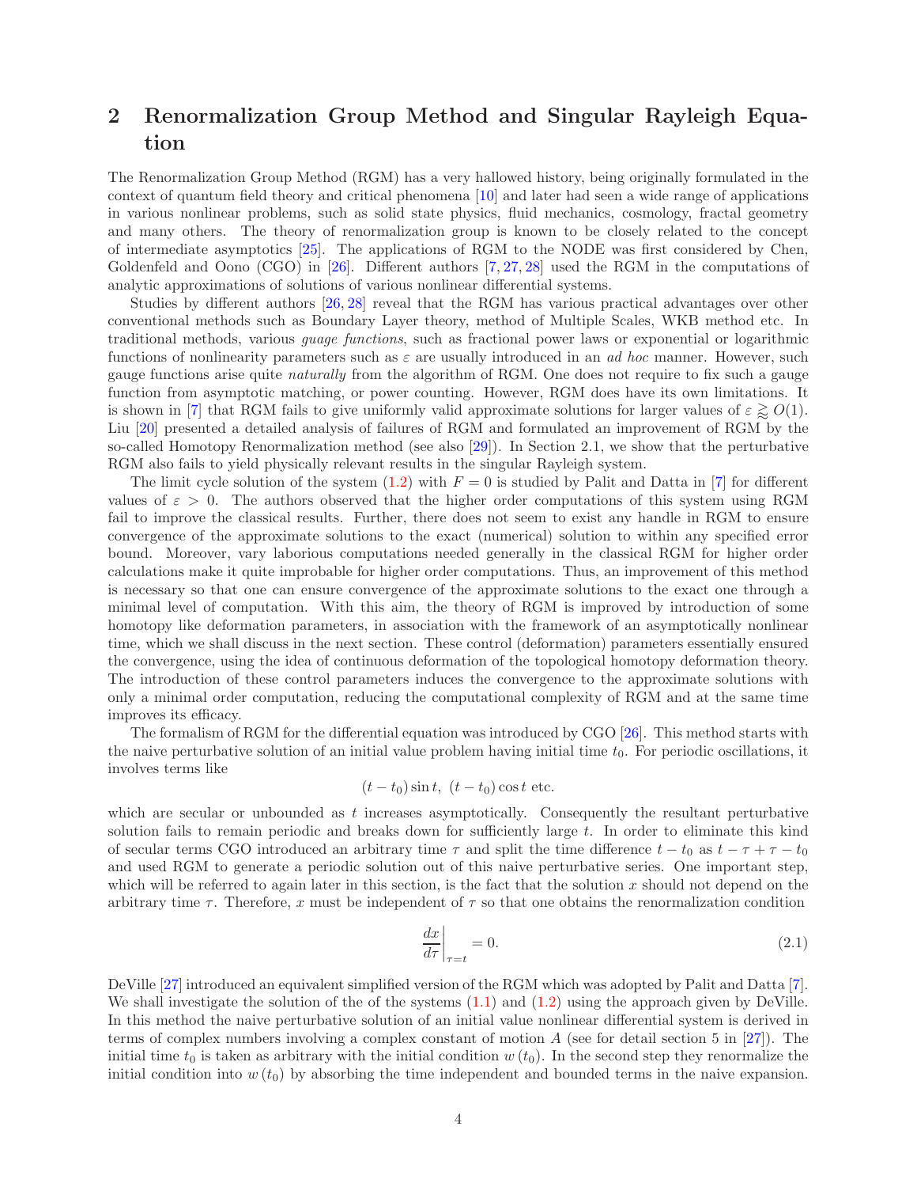# 2 Renormalization Group Method and Singular Rayleigh Equation

The Renormalization Group Method (RGM) has a very hallowed history, being originally formulated in the context of quantum field theory and critical phenomena [10] and later had seen a wide range of applications in various nonlinear problems, such as solid state physics, fluid mechanics, cosmology, fractal geometry and many others. The theory of renormalization group is known to be closely related to the concept of intermediate asymptotics [25]. The applications of RGM to the NODE was first considered by Chen, Goldenfeld and Oono (CGO) in [26]. Different authors [7, 27, 28] used the RGM in the computations of analytic approximations of solutions of various nonlinear differential systems.

Studies by different authors [26, 28] reveal that the RGM has various practical advantages over other conventional methods such as Boundary Layer theory, method of Multiple Scales, WKB method etc. In traditional methods, various *guage functions*, such as fractional power laws or exponential or logarithmic functions of nonlinearity parameters such as $\varepsilon$ are usually introduced in an *ad hoc* manner. However, such gauge functions arise quite *naturally* from the algorithm of RGM. One does not require to fix such a gauge function from asymptotic matching, or power counting. However, RGM does have its own limitations. It is shown in [7] that RGM fails to give uniformly valid approximate solutions for larger values of $\varepsilon \gtrapprox O(1)$. Liu [20] presented a detailed analysis of failures of RGM and formulated an improvement of RGM by the so-called Homotopy Renormalization method (see also [29]). In Section 2.1, we show that the perturbative RGM also fails to yield physically relevant results in the singular Rayleigh system.

The limit cycle solution of the system (1.2) with $F = 0$ is studied by Palit and Datta in [7] for different values of $\varepsilon > 0$. The authors observed that the higher order computations of this system using RGM fail to improve the classical results. Further, there does not seem to exist any handle in RGM to ensure convergence of the approximate solutions to the exact (numerical) solution to within any specified error bound. Moreover, vary laborious computations needed generally in the classical RGM for higher order calculations make it quite improbable for higher order computations. Thus, an improvement of this method is necessary so that one can ensure convergence of the approximate solutions to the exact one through a minimal level of computation. With this aim, the theory of RGM is improved by introduction of some homotopy like deformation parameters, in association with the framework of an asymptotically nonlinear time, which we shall discuss in the next section. These control (deformation) parameters essentially ensured the convergence, using the idea of continuous deformation of the topological homotopy deformation theory. The introduction of these control parameters induces the convergence to the approximate solutions with only a minimal order computation, reducing the computational complexity of RGM and at the same time improves its efficacy.

The formalism of RGM for the differential equation was introduced by CGO [26]. This method starts with the naive perturbative solution of an initial value problem having initial time $t_0$. For periodic oscillations, it involves terms like

$$(t - t_0)\sin t,\ (t - t_0)\cos t \text{ etc.}$$

which are secular or unbounded as $t$ increases asymptotically. Consequently the resultant perturbative solution fails to remain periodic and breaks down for sufficiently large $t$. In order to eliminate this kind of secular terms CGO introduced an arbitrary time $\tau$ and split the time difference $t - t_0$ as $t - \tau + \tau - t_0$ and used RGM to generate a periodic solution out of this naive perturbative series. One important step, which will be referred to again later in this section, is the fact that the solution $x$ should not depend on the arbitrary time $\tau$. Therefore, $x$ must be independent of $\tau$ so that one obtains the renormalization condition

$$\left.\frac{dx}{d\tau}\right|_{\tau = t} = 0. \tag{2.1}$$

DeVille [27] introduced an equivalent simplified version of the RGM which was adopted by Palit and Datta [7]. We shall investigate the solution of the of the systems (1.1) and (1.2) using the approach given by DeVille. In this method the naive perturbative solution of an initial value nonlinear differential system is derived in terms of complex numbers involving a complex constant of motion $A$ (see for detail section 5 in [27]). The initial time $t_0$ is taken as arbitrary with the initial condition $w(t_0)$. In the second step they renormalize the initial condition into $w(t_0)$ by absorbing the time independent and bounded terms in the naive expansion.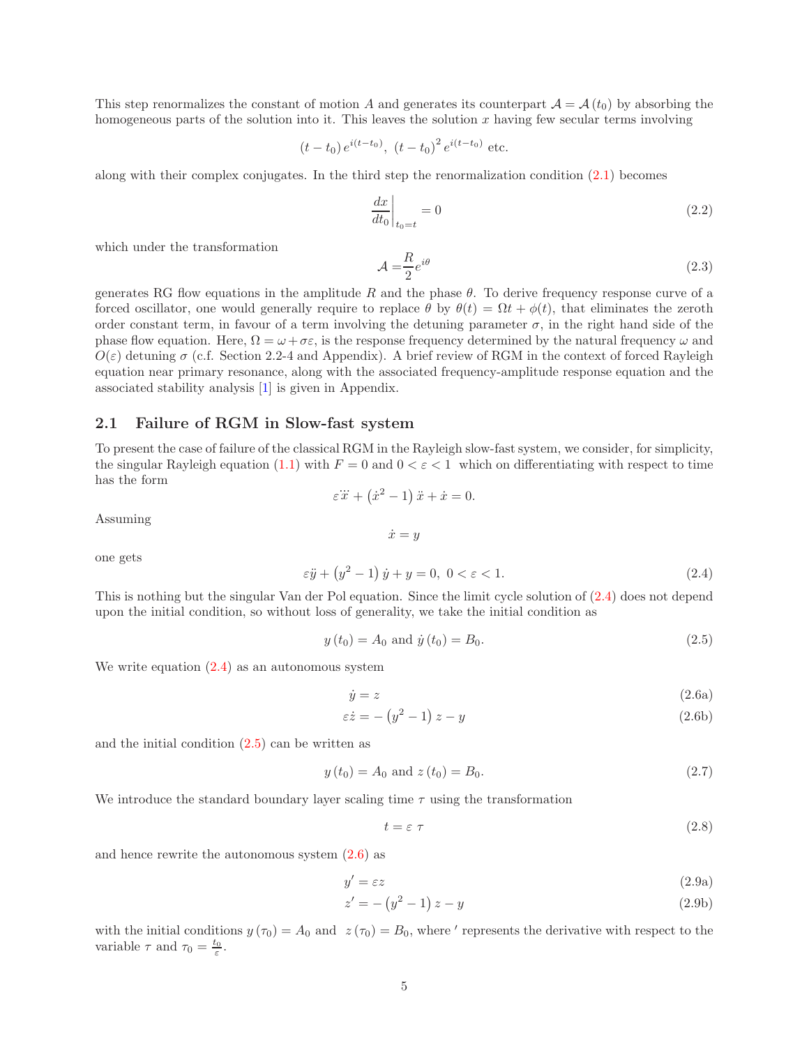This step renormalizes the constant of motion $A$ and generates its counterpart $\mathcal{A} = \mathcal{A}(t_0)$ by absorbing the homogeneous parts of the solution into it. This leaves the solution $x$ having few secular terms involving

$$(t-t_0)\,e^{i(t-t_0)},\ (t-t_0)^2\,e^{i(t-t_0)} \text{ etc.}$$

along with their complex conjugates. In the third step the renormalization condition (2.1) becomes

$$\left.\frac{dx}{dt_0}\right|_{t_0=t} = 0 \tag{2.2}$$

which under the transformation

$$\mathcal{A} = \frac{R}{2}e^{i\theta} \tag{2.3}$$

generates RG flow equations in the amplitude $R$ and the phase $\theta$. To derive frequency response curve of a forced oscillator, one would generally require to replace $\theta$ by $\theta(t) = \Omega t + \phi(t)$, that eliminates the zeroth order constant term, in favour of a term involving the detuning parameter $\sigma$, in the right hand side of the phase flow equation. Here, $\Omega = \omega + \sigma\varepsilon$, is the response frequency determined by the natural frequency $\omega$ and $O(\varepsilon)$ detuning $\sigma$ (c.f. Section 2.2-4 and Appendix). A brief review of RGM in the context of forced Rayleigh equation near primary resonance, along with the associated frequency-amplitude response equation and the associated stability analysis [1] is given in Appendix.

## 2.1 Failure of RGM in Slow-fast system

To present the case of failure of the classical RGM in the Rayleigh slow-fast system, we consider, for simplicity, the singular Rayleigh equation (1.1) with $F = 0$ and $0 < \varepsilon < 1$ which on differentiating with respect to time has the form

$$\varepsilon\dddot{x} + \left(\dot{x}^2 - 1\right)\ddot{x} + \dot{x} = 0.$$

Assuming

$$\dot{x} = y$$

one gets

$$\varepsilon\ddot{y} + \left(y^2 - 1\right)\dot{y} + y = 0,\ 0 < \varepsilon < 1. \tag{2.4}$$

This is nothing but the singular Van der Pol equation. Since the limit cycle solution of (2.4) does not depend upon the initial condition, so without loss of generality, we take the initial condition as

$$y(t_0) = A_0 \text{ and } \dot{y}(t_0) = B_0. \tag{2.5}$$

We write equation (2.4) as an autonomous system

$$\dot{y} = z \tag{2.6a}$$

$$\varepsilon\dot{z} = -\left(y^2 - 1\right)z - y \tag{2.6b}$$

and the initial condition (2.5) can be written as

$$y(t_0) = A_0 \text{ and } z(t_0) = B_0. \tag{2.7}$$

We introduce the standard boundary layer scaling time $\tau$ using the transformation

$$t = \varepsilon\ \tau \tag{2.8}$$

and hence rewrite the autonomous system (2.6) as

$$y' = \varepsilon z \tag{2.9a}$$

$$z' = -\left(y^2 - 1\right)z - y \tag{2.9b}$$

with the initial conditions $y(\tau_0) = A_0$ and $z(\tau_0) = B_0$, where $'$ represents the derivative with respect to the variable $\tau$ and $\tau_0 = \frac{t_0}{\varepsilon}$.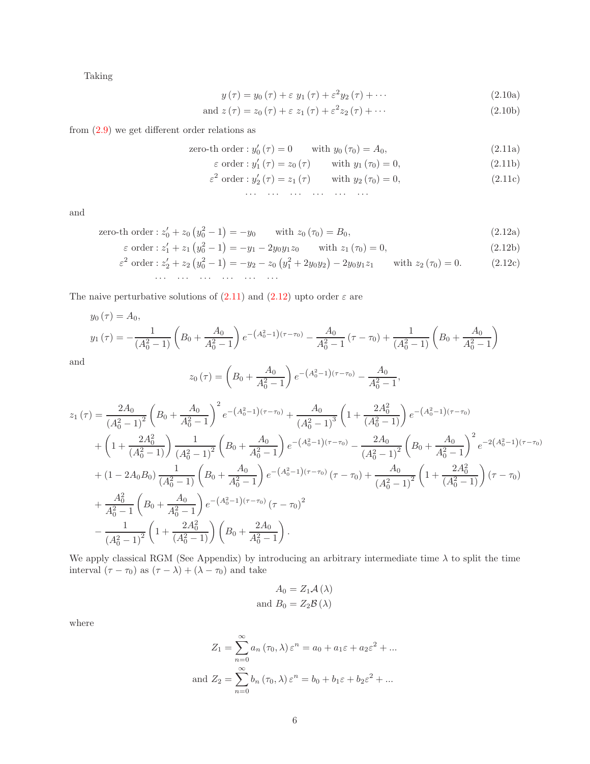Taking

$$y(\tau) = y_0(\tau) + \varepsilon\ y_1(\tau) + \varepsilon^2 y_2(\tau) + \cdots \tag{2.10a}$$

$$\text{and } z(\tau) = z_0(\tau) + \varepsilon\ z_1(\tau) + \varepsilon^2 z_2(\tau) + \cdots \tag{2.10b}$$

from (2.9) we get different order relations as

$$\text{zero-th order} : y_0'(\tau) = 0 \qquad \text{with } y_0(\tau_0) = A_0, \tag{2.11a}$$

$$\varepsilon \text{ order} : y_1'(\tau) = z_0(\tau) \qquad \text{with } y_1(\tau_0) = 0, \tag{2.11b}$$

$$\varepsilon^2 \text{ order} : y_2'(\tau) = z_1(\tau) \qquad \text{with } y_2(\tau_0) = 0, \tag{2.11c}$$

$$\cdots \quad \cdots \quad \cdots \quad \cdots \quad \cdots \quad \cdots$$

and

$$\text{zero-th order} : z_0' + z_0\left(y_0^2 - 1\right) = -y_0 \qquad \text{with } z_0(\tau_0) = B_0, \tag{2.12a}$$

$$\varepsilon \text{ order} : z_1' + z_1\left(y_0^2 - 1\right) = -y_1 - 2y_0y_1z_0 \qquad \text{with } z_1(\tau_0) = 0, \tag{2.12b}$$

$$\varepsilon^2 \text{ order} : z_2' + z_2\left(y_0^2 - 1\right) = -y_2 - z_0\left(y_1^2 + 2y_0y_2\right) - 2y_0y_1z_1 \qquad \text{with } z_2(\tau_0) = 0. \tag{2.12c}$$

$$\cdots \quad \cdots \quad \cdots \quad \cdots \quad \cdots \quad \cdots$$

The naive perturbative solutions of (2.11) and (2.12) upto order $\varepsilon$ are

$$y_0(\tau) = A_0,$$

$$y_1(\tau) = -\frac{1}{\left(A_0^2-1\right)}\left(B_0 + \frac{A_0}{A_0^2-1}\right)e^{-\left(A_0^2-1\right)(\tau-\tau_0)} - \frac{A_0}{A_0^2-1}(\tau-\tau_0) + \frac{1}{\left(A_0^2-1\right)}\left(B_0 + \frac{A_0}{A_0^2-1}\right)$$

and

$$z_0(\tau) = \left(B_0 + \frac{A_0}{A_0^2-1}\right)e^{-\left(A_0^2-1\right)(\tau-\tau_0)} - \frac{A_0}{A_0^2-1},$$

$$\begin{aligned}
z_1(\tau) = &\frac{2A_0}{\left(A_0^2-1\right)^2}\left(B_0 + \frac{A_0}{A_0^2-1}\right)^2 e^{-\left(A_0^2-1\right)(\tau-\tau_0)} + \frac{A_0}{\left(A_0^2-1\right)^3}\left(1 + \frac{2A_0^2}{\left(A_0^2-1\right)}\right)e^{-\left(A_0^2-1\right)(\tau-\tau_0)} \\
&+ \left(1 + \frac{2A_0^2}{\left(A_0^2-1\right)}\right)\frac{1}{\left(A_0^2-1\right)^2}\left(B_0 + \frac{A_0}{A_0^2-1}\right)e^{-\left(A_0^2-1\right)(\tau-\tau_0)} - \frac{2A_0}{\left(A_0^2-1\right)^2}\left(B_0 + \frac{A_0}{A_0^2-1}\right)^2 e^{-2\left(A_0^2-1\right)(\tau-\tau_0)} \\
&+ (1 - 2A_0B_0)\frac{1}{\left(A_0^2-1\right)}\left(B_0 + \frac{A_0}{A_0^2-1}\right)e^{-\left(A_0^2-1\right)(\tau-\tau_0)}(\tau-\tau_0) + \frac{A_0}{\left(A_0^2-1\right)^2}\left(1 + \frac{2A_0^2}{\left(A_0^2-1\right)}\right)(\tau-\tau_0) \\
&+ \frac{A_0^2}{A_0^2-1}\left(B_0 + \frac{A_0}{A_0^2-1}\right)e^{-\left(A_0^2-1\right)(\tau-\tau_0)}(\tau-\tau_0)^2 \\
&- \frac{1}{\left(A_0^2-1\right)^2}\left(1 + \frac{2A_0^2}{\left(A_0^2-1\right)}\right)\left(B_0 + \frac{2A_0}{A_0^2-1}\right).
\end{aligned}$$

We apply classical RGM (See Appendix) by introducing an arbitrary intermediate time $\lambda$ to split the time interval $(\tau - \tau_0)$ as $(\tau - \lambda) + (\lambda - \tau_0)$ and take

$$A_0 = Z_1\mathcal{A}(\lambda)$$

$$\text{and } B_0 = Z_2\mathcal{B}(\lambda)$$

where

$$Z_1 = \sum_{n=0}^{\infty} a_n(\tau_0, \lambda)\,\varepsilon^n = a_0 + a_1\varepsilon + a_2\varepsilon^2 + ...$$

$$\text{and } Z_2 = \sum_{n=0}^{\infty} b_n(\tau_0, \lambda)\,\varepsilon^n = b_0 + b_1\varepsilon + b_2\varepsilon^2 + ...$$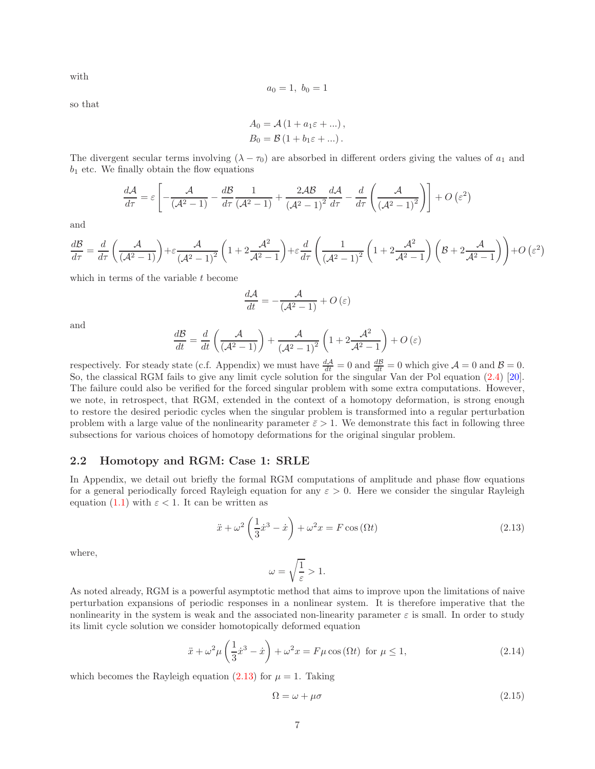with

$$a_0 = 1,\ b_0 = 1$$

so that

$$A_0 = \mathcal{A}\left(1 + a_1\varepsilon + ...\right),$$
$$B_0 = \mathcal{B}\left(1 + b_1\varepsilon + ...\right).$$

The divergent secular terms involving $(\lambda - \tau_0)$ are absorbed in different orders giving the values of $a_1$ and $b_1$ etc. We finally obtain the flow equations

$$\frac{d\mathcal{A}}{d\tau} = \varepsilon\left[-\frac{\mathcal{A}}{(\mathcal{A}^2-1)} - \frac{d\mathcal{B}}{d\tau}\frac{1}{(\mathcal{A}^2-1)} + \frac{2\mathcal{A}\mathcal{B}}{(\mathcal{A}^2-1)^2}\frac{d\mathcal{A}}{d\tau} - \frac{d}{d\tau}\left(\frac{\mathcal{A}}{(\mathcal{A}^2-1)^2}\right)\right] + O\left(\varepsilon^2\right)$$

and

$$\frac{d\mathcal{B}}{d\tau} = \frac{d}{d\tau}\left(\frac{\mathcal{A}}{(\mathcal{A}^2-1)}\right) + \varepsilon\frac{\mathcal{A}}{(\mathcal{A}^2-1)^2}\left(1 + 2\frac{\mathcal{A}^2}{\mathcal{A}^2-1}\right) + \varepsilon\frac{d}{d\tau}\left(\frac{1}{(\mathcal{A}^2-1)^2}\left(1+2\frac{\mathcal{A}^2}{\mathcal{A}^2-1}\right)\left(\mathcal{B} + 2\frac{\mathcal{A}}{\mathcal{A}^2-1}\right)\right) + O\left(\varepsilon^2\right)$$

which in terms of the variable $t$ become

$$\frac{d\mathcal{A}}{dt} = -\frac{\mathcal{A}}{(\mathcal{A}^2-1)} + O\left(\varepsilon\right)$$

and

$$\frac{d\mathcal{B}}{dt} = \frac{d}{dt}\left(\frac{\mathcal{A}}{(\mathcal{A}^2-1)}\right) + \frac{\mathcal{A}}{(\mathcal{A}^2-1)^2}\left(1 + 2\frac{\mathcal{A}^2}{\mathcal{A}^2-1}\right) + O\left(\varepsilon\right)$$

respectively. For steady state (c.f. Appendix) we must have $\frac{d\mathcal{A}}{dt} = 0$ and $\frac{d\mathcal{B}}{dt} = 0$ which give $\mathcal{A} = 0$ and $\mathcal{B} = 0$. So, the classical RGM fails to give any limit cycle solution for the singular Van der Pol equation (2.4) [20]. The failure could also be verified for the forced singular problem with some extra computations. However, we note, in retrospect, that RGM, extended in the context of a homotopy deformation, is strong enough to restore the desired periodic cycles when the singular problem is transformed into a regular perturbation problem with a large value of the nonlinearity parameter $\bar{\varepsilon} > 1$. We demonstrate this fact in following three subsections for various choices of homotopy deformations for the original singular problem.

## 2.2 Homotopy and RGM: Case 1: SRLE

In Appendix, we detail out briefly the formal RGM computations of amplitude and phase flow equations for a general periodically forced Rayleigh equation for any $\varepsilon > 0$. Here we consider the singular Rayleigh equation (1.1) with $\varepsilon < 1$. It can be written as

$$\ddot{x} + \omega^2\left(\frac{1}{3}\dot{x}^3 - \dot{x}\right) + \omega^2 x = F\cos\left(\Omega t\right) \tag{2.13}$$

where,

$$\omega = \sqrt{\frac{1}{\varepsilon}} > 1.$$

As noted already, RGM is a powerful asymptotic method that aims to improve upon the limitations of naive perturbation expansions of periodic responses in a nonlinear system. It is therefore imperative that the nonlinearity in the system is weak and the associated non-linearity parameter $\varepsilon$ is small. In order to study its limit cycle solution we consider homotopically deformed equation

$$\ddot{x} + \omega^2\mu\left(\frac{1}{3}\dot{x}^3 - \dot{x}\right) + \omega^2 x = F\mu\cos\left(\Omega t\right)\ \text{ for } \mu \leq 1, \tag{2.14}$$

which becomes the Rayleigh equation (2.13) for $\mu = 1$. Taking

$$\Omega = \omega + \mu\sigma \tag{2.15}$$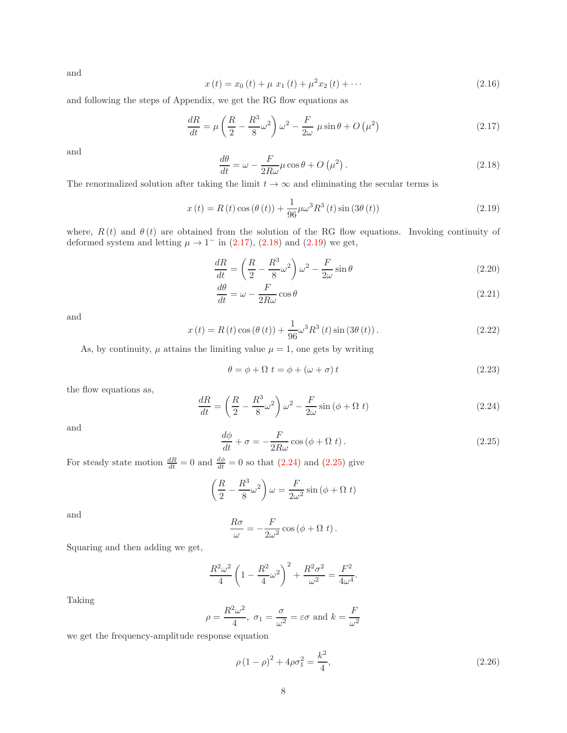and

$$x(t) = x_0(t) + \mu\ x_1(t) + \mu^2 x_2(t) + \cdots \tag{2.16}$$

and following the steps of Appendix, we get the RG flow equations as

$$\frac{dR}{dt} = \mu\left(\frac{R}{2} - \frac{R^3}{8}\omega^2\right)\omega^2 - \frac{F}{2\omega}\ \mu \sin\theta + O\left(\mu^2\right) \tag{2.17}$$

and

$$\frac{d\theta}{dt} = \omega - \frac{F}{2R\omega}\mu\cos\theta + O\left(\mu^2\right). \tag{2.18}$$

The renormalized solution after taking the limit $t \to \infty$ and eliminating the secular terms is

$$x(t) = R(t)\cos(\theta(t)) + \frac{1}{96}\mu\omega^3 R^3(t)\sin(3\theta(t)) \tag{2.19}$$

where, $R(t)$ and $\theta(t)$ are obtained from the solution of the RG flow equations. Invoking continuity of deformed system and letting $\mu \to 1^-$ in (2.17), (2.18) and (2.19) we get,

$$\frac{dR}{dt} = \left(\frac{R}{2} - \frac{R^3}{8}\omega^2\right)\omega^2 - \frac{F}{2\omega}\sin\theta \tag{2.20}$$

$$\frac{d\theta}{dt} = \omega - \frac{F}{2R\omega}\cos\theta \tag{2.21}$$

and

$$x(t) = R(t)\cos(\theta(t)) + \frac{1}{96}\omega^3 R^3(t)\sin(3\theta(t)). \tag{2.22}$$

As, by continuity, $\mu$ attains the limiting value $\mu = 1$, one gets by writing

$$\theta = \phi + \Omega\ t = \phi + (\omega + \sigma)\,t \tag{2.23}$$

the flow equations as,

$$\frac{dR}{dt} = \left(\frac{R}{2} - \frac{R^3}{8}\omega^2\right)\omega^2 - \frac{F}{2\omega}\sin(\phi + \Omega\ t) \tag{2.24}$$

and

$$\frac{d\phi}{dt} + \sigma = -\frac{F}{2R\omega}\cos(\phi + \Omega\ t). \tag{2.25}$$

For steady state motion $\frac{dR}{dt} = 0$ and $\frac{d\phi}{dt} = 0$ so that (2.24) and (2.25) give

$$\left(\frac{R}{2} - \frac{R^3}{8}\omega^2\right)\omega = \frac{F}{2\omega^2}\sin(\phi + \Omega\ t)$$

and

$$\frac{R\sigma}{\omega} = -\frac{F}{2\omega^2}\cos(\phi + \Omega\ t).$$

Squaring and then adding we get,

$$\frac{R^2\omega^2}{4}\left(1 - \frac{R^2}{4}\omega^2\right)^2 + \frac{R^2\sigma^2}{\omega^2} = \frac{F^2}{4\omega^4}.$$

Taking

$$\rho = \frac{R^2\omega^2}{4},\ \sigma_1 = \frac{\sigma}{\omega^2} = \varepsilon\sigma \text{ and } k = \frac{F}{\omega^2}$$

we get the frequency-amplitude response equation

$$\rho(1-\rho)^2 + 4\rho\sigma_1^2 = \frac{k^2}{4}, \tag{2.26}$$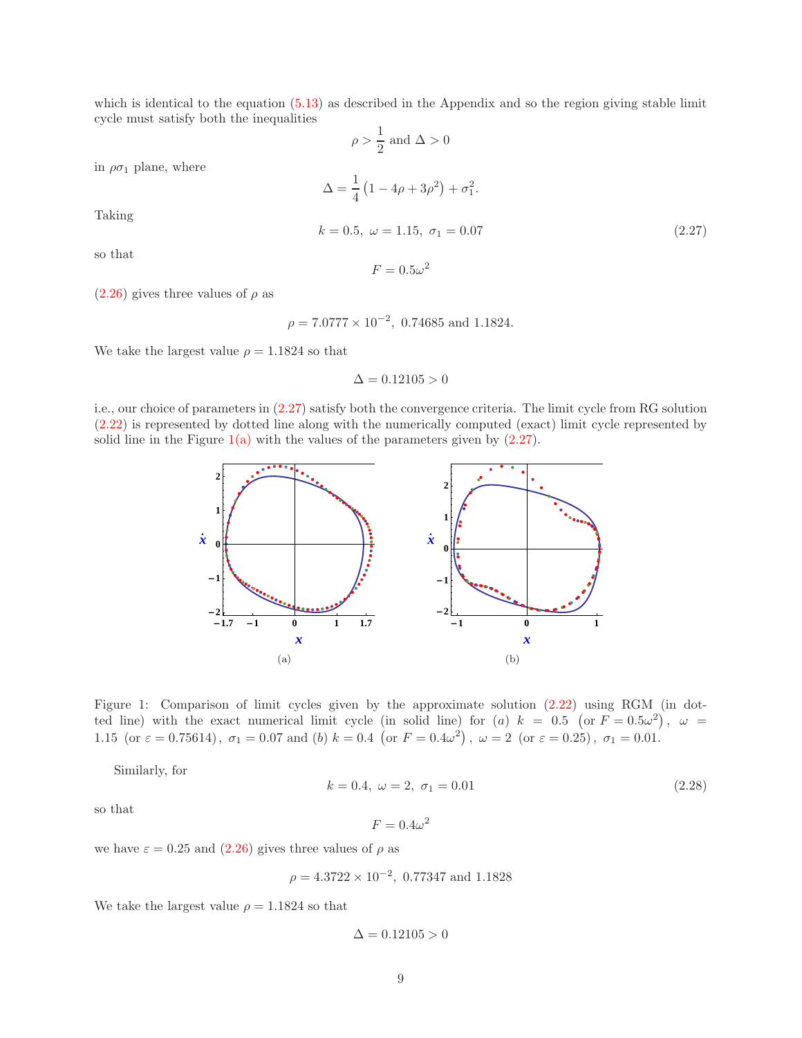which is identical to the equation (5.13) as described in the Appendix and so the region giving stable limit cycle must satisfy both the inequalities

$$\rho > \frac{1}{2} \text{ and } \Delta > 0$$

in $\rho\sigma_1$ plane, where

$$\Delta = \frac{1}{4}\left(1 - 4\rho + 3\rho^2\right) + \sigma_1^2.$$

Taking

$$k = 0.5,\ \omega = 1.15,\ \sigma_1 = 0.07 \tag{2.27}$$

so that

$$F = 0.5\omega^2$$

(2.26) gives three values of $\rho$ as

$$\rho = 7.0777 \times 10^{-2},\ 0.74685 \text{ and } 1.1824.$$

We take the largest value $\rho = 1.1824$ so that

$$\Delta = 0.12105 > 0$$

i.e., our choice of parameters in (2.27) satisfy both the convergence criteria. The limit cycle from RG solution (2.22) is represented by dotted line along with the numerically computed (exact) limit cycle represented by solid line in the Figure 1(a) with the values of the parameters given by (2.27).

Figure 1: Comparison of limit cycles given by the approximate solution (2.22) using RGM (in dotted line) with the exact numerical limit cycle (in solid line) for (*a*) $k = 0.5$ $\left(\text{or } F = 0.5\omega^2\right)$, $\omega = 1.15$ (or $\varepsilon = 0.75614$), $\sigma_1 = 0.07$ and (*b*) $k = 0.4$ $\left(\text{or } F = 0.4\omega^2\right)$, $\omega = 2$ (or $\varepsilon = 0.25$), $\sigma_1 = 0.01$.

Similarly, for

$$k = 0.4,\ \omega = 2,\ \sigma_1 = 0.01 \tag{2.28}$$

so that

$$F = 0.4\omega^2$$

we have $\varepsilon = 0.25$ and (2.26) gives three values of $\rho$ as

$$\rho = 4.3722 \times 10^{-2},\ 0.77347 \text{ and } 1.1828$$

We take the largest value $\rho = 1.1824$ so that

$$\Delta = 0.12105 > 0$$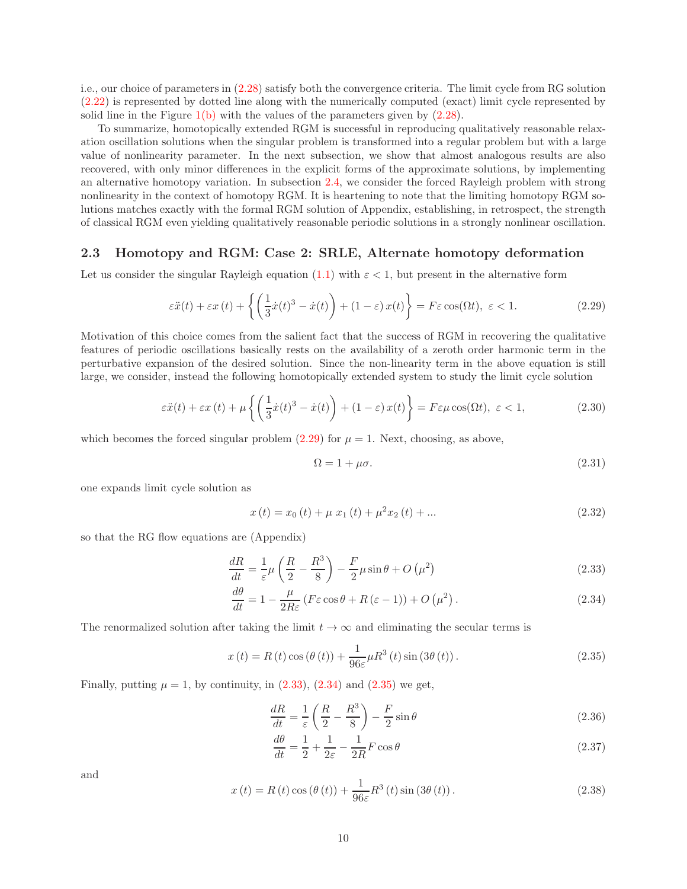i.e., our choice of parameters in (2.28) satisfy both the convergence criteria. The limit cycle from RG solution (2.22) is represented by dotted line along with the numerically computed (exact) limit cycle represented by solid line in the Figure 1(b) with the values of the parameters given by (2.28).

To summarize, homotopically extended RGM is successful in reproducing qualitatively reasonable relaxation oscillation solutions when the singular problem is transformed into a regular problem but with a large value of nonlinearity parameter. In the next subsection, we show that almost analogous results are also recovered, with only minor differences in the explicit forms of the approximate solutions, by implementing an alternative homotopy variation. In subsection 2.4, we consider the forced Rayleigh problem with strong nonlinearity in the context of homotopy RGM. It is heartening to note that the limiting homotopy RGM solutions matches exactly with the formal RGM solution of Appendix, establishing, in retrospect, the strength of classical RGM even yielding qualitatively reasonable periodic solutions in a strongly nonlinear oscillation.

### 2.3 Homotopy and RGM: Case 2: SRLE, Alternate homotopy deformation

Let us consider the singular Rayleigh equation (1.1) with $\varepsilon < 1$, but present in the alternative form

$$\varepsilon\ddot{x}(t) + \varepsilon x(t) + \left\{\left(\frac{1}{3}\dot{x}(t)^3 - \dot{x}(t)\right) + (1-\varepsilon)\,x(t)\right\} = F\varepsilon\cos(\Omega t),\ \varepsilon < 1. \tag{2.29}$$

Motivation of this choice comes from the salient fact that the success of RGM in recovering the qualitative features of periodic oscillations basically rests on the availability of a zeroth order harmonic term in the perturbative expansion of the desired solution. Since the non-linearity term in the above equation is still large, we consider, instead the following homotopically extended system to study the limit cycle solution

$$\varepsilon\ddot{x}(t) + \varepsilon x(t) + \mu\left\{\left(\frac{1}{3}\dot{x}(t)^3 - \dot{x}(t)\right) + (1-\varepsilon)\,x(t)\right\} = F\varepsilon\mu\cos(\Omega t),\ \varepsilon < 1, \tag{2.30}$$

which becomes the forced singular problem (2.29) for $\mu = 1$. Next, choosing, as above,

$$\Omega = 1 + \mu\sigma. \tag{2.31}$$

one expands limit cycle solution as

$$x(t) = x_0(t) + \mu\ x_1(t) + \mu^2 x_2(t) + ... \tag{2.32}$$

so that the RG flow equations are (Appendix)

$$\frac{dR}{dt} = \frac{1}{\varepsilon}\mu\left(\frac{R}{2} - \frac{R^3}{8}\right) - \frac{F}{2}\mu\sin\theta + O\left(\mu^2\right) \tag{2.33}$$

$$\frac{d\theta}{dt} = 1 - \frac{\mu}{2R\varepsilon}\left(F\varepsilon\cos\theta + R\,(\varepsilon - 1)\right) + O\left(\mu^2\right). \tag{2.34}$$

The renormalized solution after taking the limit $t \to \infty$ and eliminating the secular terms is

$$x(t) = R(t)\cos(\theta(t)) + \frac{1}{96\varepsilon}\mu R^3(t)\sin(3\theta(t)). \tag{2.35}$$

Finally, putting $\mu = 1$, by continuity, in (2.33), (2.34) and (2.35) we get,

$$\frac{dR}{dt} = \frac{1}{\varepsilon}\left(\frac{R}{2} - \frac{R^3}{8}\right) - \frac{F}{2}\sin\theta \tag{2.36}$$

$$\frac{d\theta}{dt} = \frac{1}{2} + \frac{1}{2\varepsilon} - \frac{1}{2R}F\cos\theta \tag{2.37}$$

and

$$x(t) = R(t)\cos(\theta(t)) + \frac{1}{96\varepsilon}R^3(t)\sin(3\theta(t)). \tag{2.38}$$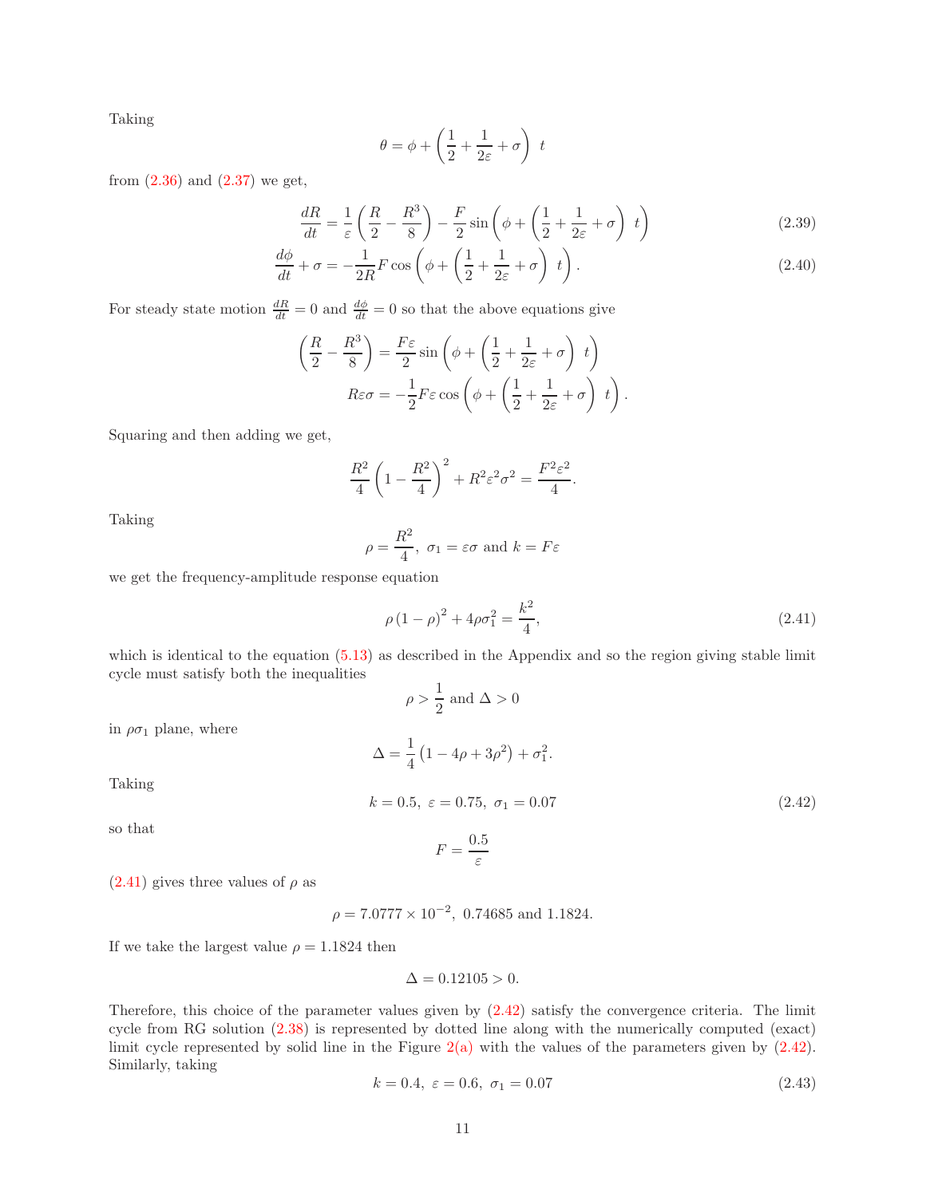Taking

$$\theta = \phi + \left(\frac{1}{2} + \frac{1}{2\varepsilon} + \sigma\right)\ t$$

from (2.36) and (2.37) we get,

$$\frac{dR}{dt} = \frac{1}{\varepsilon}\left(\frac{R}{2} - \frac{R^3}{8}\right) - \frac{F}{2}\sin\left(\phi + \left(\frac{1}{2} + \frac{1}{2\varepsilon} + \sigma\right)\ t\right) \tag{2.39}$$

$$\frac{d\phi}{dt} + \sigma = -\frac{1}{2R}F\cos\left(\phi + \left(\frac{1}{2} + \frac{1}{2\varepsilon} + \sigma\right)\ t\right). \tag{2.40}$$

For steady state motion $\frac{dR}{dt} = 0$ and $\frac{d\phi}{dt} = 0$ so that the above equations give

$$\left(\frac{R}{2} - \frac{R^3}{8}\right) = \frac{F\varepsilon}{2}\sin\left(\phi + \left(\frac{1}{2} + \frac{1}{2\varepsilon} + \sigma\right)\ t\right)$$

$$R\varepsilon\sigma = -\frac{1}{2}F\varepsilon\cos\left(\phi + \left(\frac{1}{2} + \frac{1}{2\varepsilon} + \sigma\right)\ t\right).$$

Squaring and then adding we get,

$$\frac{R^2}{4}\left(1 - \frac{R^2}{4}\right)^2 + R^2\varepsilon^2\sigma^2 = \frac{F^2\varepsilon^2}{4}.$$

Taking

$$\rho = \frac{R^2}{4},\ \sigma_1 = \varepsilon\sigma \text{ and } k = F\varepsilon$$

we get the frequency-amplitude response equation

$$\rho\left(1-\rho\right)^2 + 4\rho\sigma_1^2 = \frac{k^2}{4}, \tag{2.41}$$

which is identical to the equation (5.13) as described in the Appendix and so the region giving stable limit cycle must satisfy both the inequalities

$$\rho > \frac{1}{2} \text{ and } \Delta > 0$$

in $\rho\sigma_1$ plane, where

$$\Delta = \frac{1}{4}\left(1 - 4\rho + 3\rho^2\right) + \sigma_1^2.$$

Taking

$$k = 0.5,\ \varepsilon = 0.75,\ \sigma_1 = 0.07 \tag{2.42}$$

so that

$$F = \frac{0.5}{\varepsilon}$$

(2.41) gives three values of $\rho$ as

$$\rho = 7.0777 \times 10^{-2},\ 0.74685 \text{ and } 1.1824.$$

If we take the largest value $\rho = 1.1824$ then

$$\Delta = 0.12105 > 0.$$

Therefore, this choice of the parameter values given by (2.42) satisfy the convergence criteria. The limit cycle from RG solution (2.38) is represented by dotted line along with the numerically computed (exact) limit cycle represented by solid line in the Figure 2(a) with the values of the parameters given by (2.42). Similarly, taking

$$k = 0.4,\ \varepsilon = 0.6,\ \sigma_1 = 0.07 \tag{2.43}$$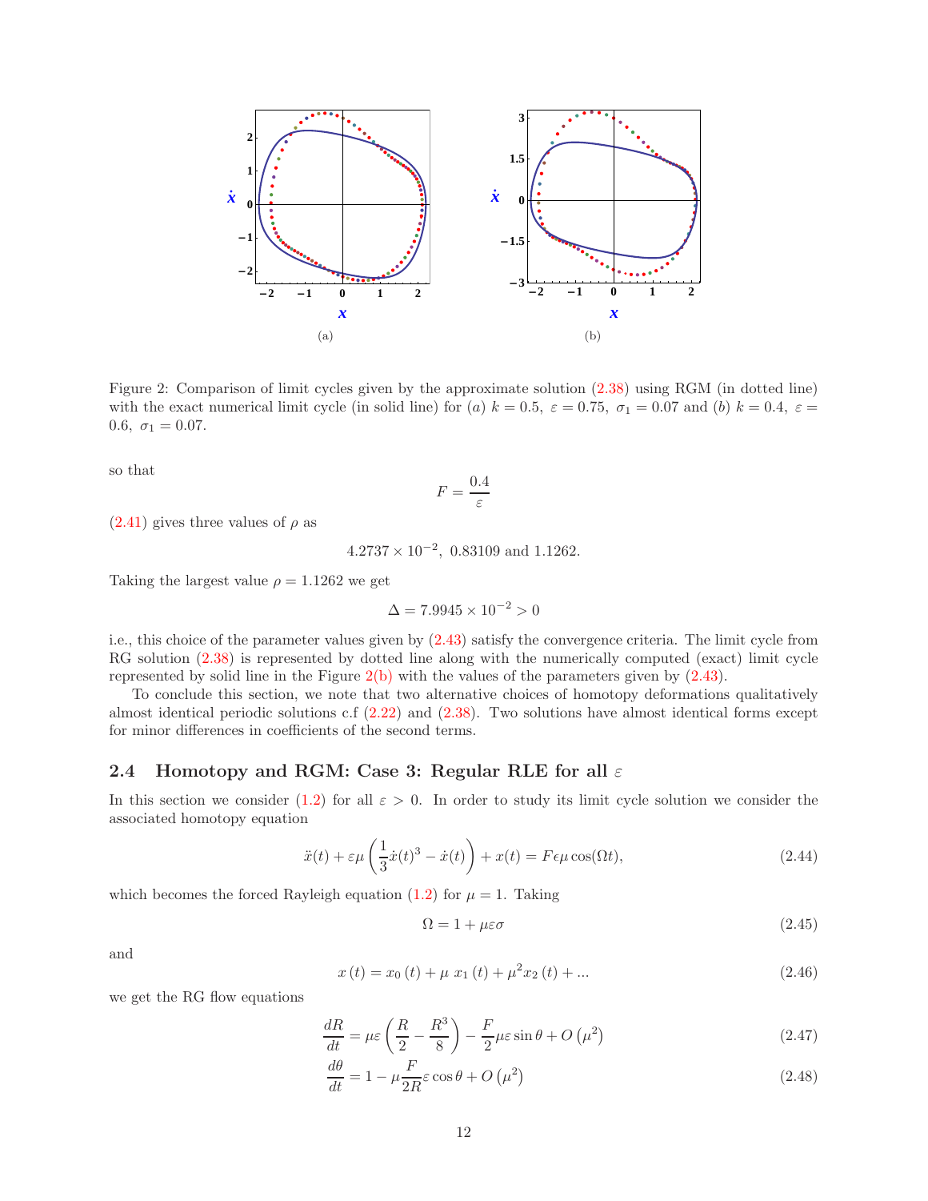Figure 2: Comparison of limit cycles given by the approximate solution (2.38) using RGM (in dotted line) with the exact numerical limit cycle (in solid line) for $(a)$ $k = 0.5,\ \varepsilon = 0.75,\ \sigma_1 = 0.07$ and $(b)$ $k = 0.4,\ \varepsilon = 0.6,\ \sigma_1 = 0.07$.

so that

$$F = \frac{0.4}{\varepsilon}$$

(2.41) gives three values of $\rho$ as

$$4.2737 \times 10^{-2},\ 0.83109 \text{ and } 1.1262.$$

Taking the largest value $\rho = 1.1262$ we get

$$\Delta = 7.9945 \times 10^{-2} > 0$$

i.e., this choice of the parameter values given by (2.43) satisfy the convergence criteria. The limit cycle from RG solution (2.38) is represented by dotted line along with the numerically computed (exact) limit cycle represented by solid line in the Figure 2(b) with the values of the parameters given by (2.43).

To conclude this section, we note that two alternative choices of homotopy deformations qualitatively almost identical periodic solutions c.f (2.22) and (2.38). Two solutions have almost identical forms except for minor differences in coefficients of the second terms.

### 2.4 Homotopy and RGM: Case 3: Regular RLE for all $\varepsilon$

In this section we consider (1.2) for all $\varepsilon > 0$. In order to study its limit cycle solution we consider the associated homotopy equation

$$\ddot{x}(t) + \varepsilon\mu\left(\frac{1}{3}\dot{x}(t)^3 - \dot{x}(t)\right) + x(t) = F\epsilon\mu\cos(\Omega t), \tag{2.44}$$

which becomes the forced Rayleigh equation (1.2) for $\mu = 1$. Taking

$$\Omega = 1 + \mu\varepsilon\sigma \tag{2.45}$$

and

$$x\left(t\right) = x_0\left(t\right) + \mu\ x_1\left(t\right) + \mu^2 x_2\left(t\right) + ... \tag{2.46}$$

we get the RG flow equations

$$\frac{dR}{dt} = \mu\varepsilon\left(\frac{R}{2} - \frac{R^3}{8}\right) - \frac{F}{2}\mu\varepsilon\sin\theta + O\left(\mu^2\right) \tag{2.47}$$

$$\frac{d\theta}{dt} = 1 - \mu\frac{F}{2R}\varepsilon\cos\theta + O\left(\mu^2\right) \tag{2.48}$$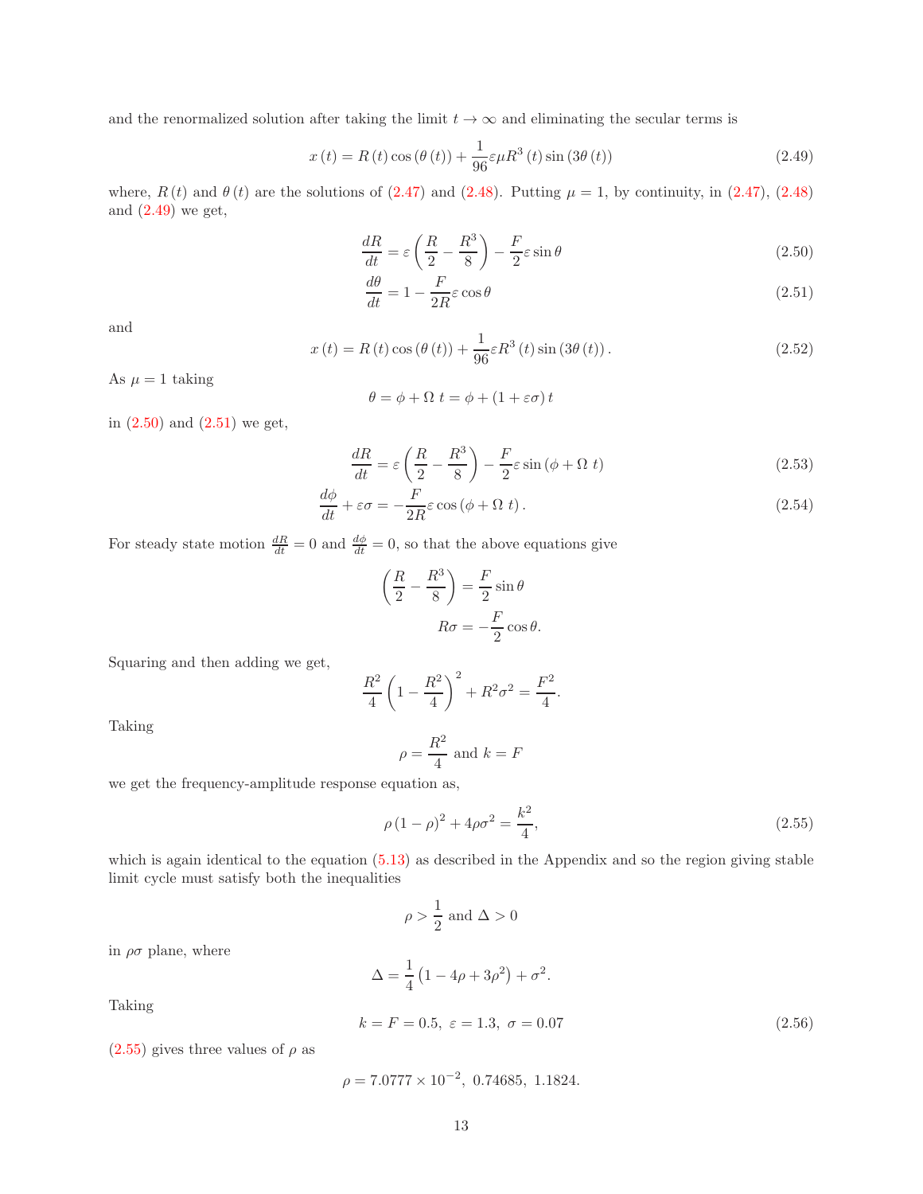and the renormalized solution after taking the limit $t \to \infty$ and eliminating the secular terms is

$$x(t) = R(t)\cos(\theta(t)) + \frac{1}{96}\varepsilon\mu R^3(t)\sin(3\theta(t)) \tag{2.49}$$

where, $R(t)$ and $\theta(t)$ are the solutions of (2.47) and (2.48). Putting $\mu = 1$, by continuity, in (2.47), (2.48) and (2.49) we get,

$$\frac{dR}{dt} = \varepsilon\left(\frac{R}{2} - \frac{R^3}{8}\right) - \frac{F}{2}\varepsilon\sin\theta \tag{2.50}$$

$$\frac{d\theta}{dt} = 1 - \frac{F}{2R}\varepsilon\cos\theta \tag{2.51}$$

and

$$x(t) = R(t)\cos(\theta(t)) + \frac{1}{96}\varepsilon R^3(t)\sin(3\theta(t)). \tag{2.52}$$

As $\mu = 1$ taking

$$\theta = \phi + \Omega\ t = \phi + (1 + \varepsilon\sigma)t$$

in (2.50) and (2.51) we get,

$$\frac{dR}{dt} = \varepsilon\left(\frac{R}{2} - \frac{R^3}{8}\right) - \frac{F}{2}\varepsilon\sin(\phi + \Omega\ t) \tag{2.53}$$

$$\frac{d\phi}{dt} + \varepsilon\sigma = -\frac{F}{2R}\varepsilon\cos(\phi + \Omega\ t). \tag{2.54}$$

For steady state motion $\frac{dR}{dt} = 0$ and $\frac{d\phi}{dt} = 0$, so that the above equations give

$$\left(\frac{R}{2} - \frac{R^3}{8}\right) = \frac{F}{2}\sin\theta$$

$$R\sigma = -\frac{F}{2}\cos\theta.$$

Squaring and then adding we get,

$$\frac{R^2}{4}\left(1 - \frac{R^2}{4}\right)^2 + R^2\sigma^2 = \frac{F^2}{4}.$$

Taking

$$\rho = \frac{R^2}{4} \text{ and } k = F$$

we get the frequency-amplitude response equation as,

$$\rho(1-\rho)^2 + 4\rho\sigma^2 = \frac{k^2}{4}, \tag{2.55}$$

which is again identical to the equation (5.13) as described in the Appendix and so the region giving stable limit cycle must satisfy both the inequalities

$$\rho > \frac{1}{2} \text{ and } \Delta > 0$$

in $\rho\sigma$ plane, where

$$\Delta = \frac{1}{4}\left(1 - 4\rho + 3\rho^2\right) + \sigma^2.$$

Taking

$$k = F = 0.5,\ \varepsilon = 1.3,\ \sigma = 0.07 \tag{2.56}$$

(2.55) gives three values of $\rho$ as

$$\rho = 7.0777 \times 10^{-2},\ 0.74685,\ 1.1824.$$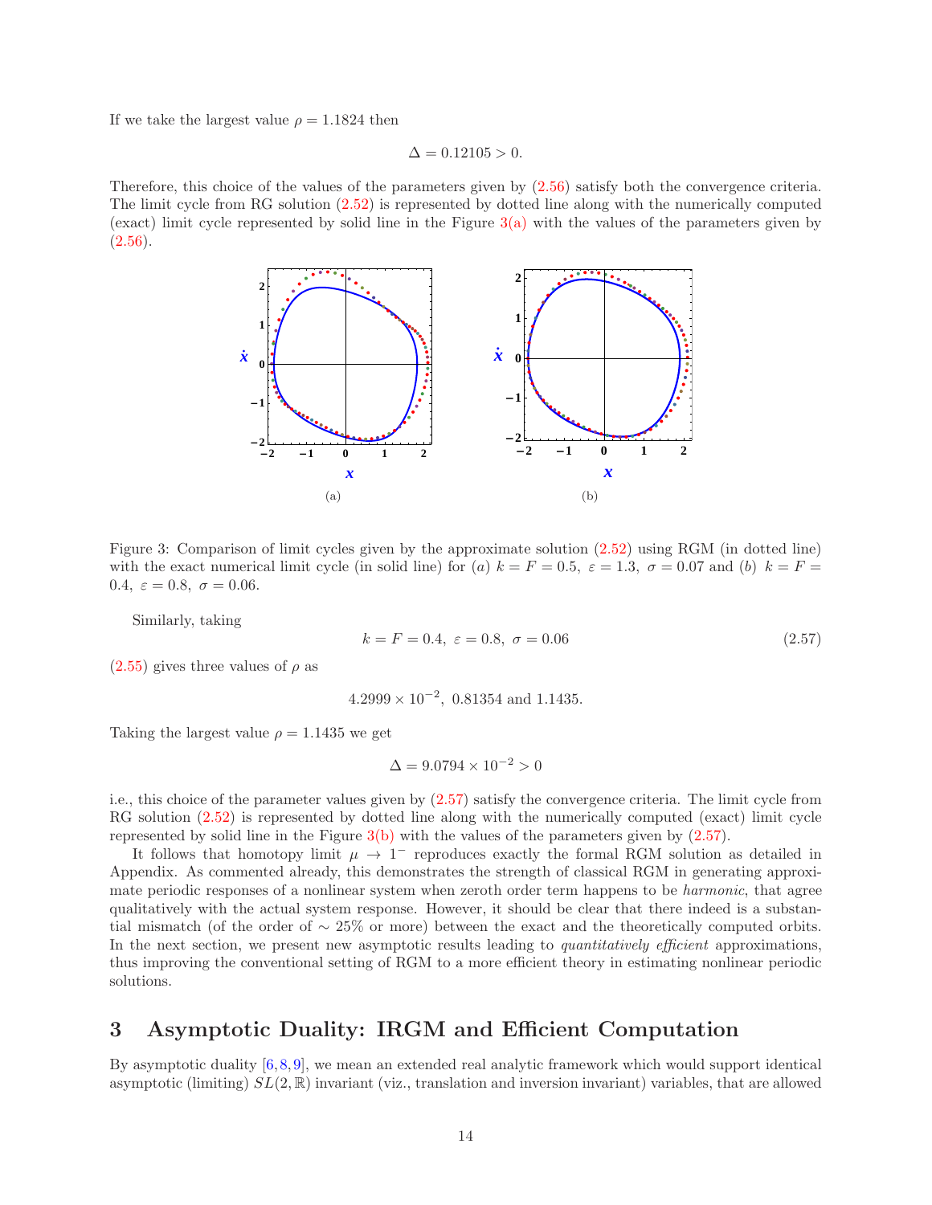If we take the largest value $\rho = 1.1824$ then

$$\Delta = 0.12105 > 0.$$

Therefore, this choice of the values of the parameters given by (2.56) satisfy both the convergence criteria. The limit cycle from RG solution (2.52) is represented by dotted line along with the numerically computed (exact) limit cycle represented by solid line in the Figure 3(a) with the values of the parameters given by (2.56).

(a)

(b)

Figure 3: Comparison of limit cycles given by the approximate solution (2.52) using RGM (in dotted line) with the exact numerical limit cycle (in solid line) for $(a)$ $k = F = 0.5,\ \varepsilon = 1.3,\ \sigma = 0.07$ and $(b)$ $k = F = 0.4,\ \varepsilon = 0.8,\ \sigma = 0.06$.

Similarly, taking

$$k = F = 0.4,\ \varepsilon = 0.8,\ \sigma = 0.06 \tag{2.57}$$

(2.55) gives three values of $\rho$ as

$$4.2999 \times 10^{-2},\ 0.81354 \text{ and } 1.1435.$$

Taking the largest value $\rho = 1.1435$ we get

$$\Delta = 9.0794 \times 10^{-2} > 0$$

i.e., this choice of the parameter values given by (2.57) satisfy the convergence criteria. The limit cycle from RG solution (2.52) is represented by dotted line along with the numerically computed (exact) limit cycle represented by solid line in the Figure 3(b) with the values of the parameters given by (2.57).

It follows that homotopy limit $\mu \to 1^-$ reproduces exactly the formal RGM solution as detailed in Appendix. As commented already, this demonstrates the strength of classical RGM in generating approximate periodic responses of a nonlinear system when zeroth order term happens to be *harmonic*, that agree qualitatively with the actual system response. However, it should be clear that there indeed is a substantial mismatch (of the order of $\sim 25\%$ or more) between the exact and the theoretically computed orbits. In the next section, we present new asymptotic results leading to *quantitatively efficient* approximations, thus improving the conventional setting of RGM to a more efficient theory in estimating nonlinear periodic solutions.

## 3 Asymptotic Duality: IRGM and Efficient Computation

By asymptotic duality [6,8,9], we mean an extended real analytic framework which would support identical asymptotic (limiting) $SL(2,\mathbb{R})$ invariant (viz., translation and inversion invariant) variables, that are allowed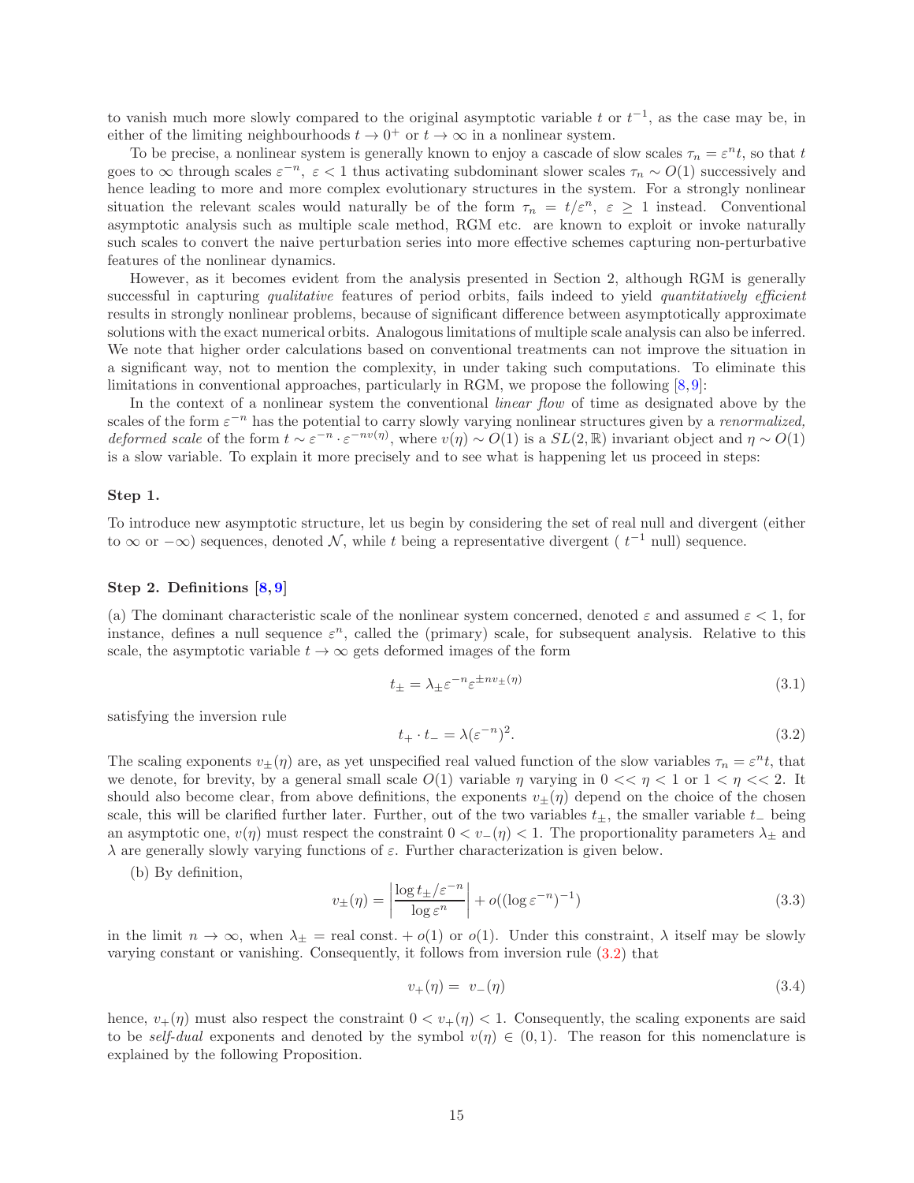to vanish much more slowly compared to the original asymptotic variable $t$ or $t^{-1}$, as the case may be, in either of the limiting neighbourhoods $t \to 0^+$ or $t \to \infty$ in a nonlinear system.

To be precise, a nonlinear system is generally known to enjoy a cascade of slow scales $\tau_n = \varepsilon^n t$, so that $t$ goes to $\infty$ through scales $\varepsilon^{-n}$, $\varepsilon < 1$ thus activating subdominant slower scales $\tau_n \sim O(1)$ successively and hence leading to more and more complex evolutionary structures in the system. For a strongly nonlinear situation the relevant scales would naturally be of the form $\tau_n = t/\varepsilon^n$, $\varepsilon \geq 1$ instead. Conventional asymptotic analysis such as multiple scale method, RGM etc. are known to exploit or invoke naturally such scales to convert the naive perturbation series into more effective schemes capturing non-perturbative features of the nonlinear dynamics.

However, as it becomes evident from the analysis presented in Section 2, although RGM is generally successful in capturing *qualitative* features of period orbits, fails indeed to yield *quantitatively efficient* results in strongly nonlinear problems, because of significant difference between asymptotically approximate solutions with the exact numerical orbits. Analogous limitations of multiple scale analysis can also be inferred. We note that higher order calculations based on conventional treatments can not improve the situation in a significant way, not to mention the complexity, in under taking such computations. To eliminate this limitations in conventional approaches, particularly in RGM, we propose the following [8,9]:

In the context of a nonlinear system the conventional *linear flow* of time as designated above by the scales of the form $\varepsilon^{-n}$ has the potential to carry slowly varying nonlinear structures given by a *renormalized, deformed scale* of the form $t \sim \varepsilon^{-n} \cdot \varepsilon^{-nv(\eta)}$, where $v(\eta) \sim O(1)$ is a $SL(2,\mathbb{R})$ invariant object and $\eta \sim O(1)$ is a slow variable. To explain it more precisely and to see what is happening let us proceed in steps:

**Step 1.**

To introduce new asymptotic structure, let us begin by considering the set of real null and divergent (either to $\infty$ or $-\infty$) sequences, denoted $\mathcal{N}$, while $t$ being a representative divergent ( $t^{-1}$ null) sequence.

**Step 2. Definitions [8,9]**

(a) The dominant characteristic scale of the nonlinear system concerned, denoted $\varepsilon$ and assumed $\varepsilon < 1$, for instance, defines a null sequence $\varepsilon^n$, called the (primary) scale, for subsequent analysis. Relative to this scale, the asymptotic variable $t \to \infty$ gets deformed images of the form

$$t_{\pm} = \lambda_{\pm} \varepsilon^{-n} \varepsilon^{\pm n v_{\pm}(\eta)} \tag{3.1}$$

satisfying the inversion rule

$$t_+ \cdot t_- = \lambda (\varepsilon^{-n})^2. \tag{3.2}$$

The scaling exponents $v_{\pm}(\eta)$ are, as yet unspecified real valued function of the slow variables $\tau_n = \varepsilon^n t$, that we denote, for brevity, by a general small scale $O(1)$ variable $\eta$ varying in $0 << \eta < 1$ or $1 < \eta << 2$. It should also become clear, from above definitions, the exponents $v_{\pm}(\eta)$ depend on the choice of the chosen scale, this will be clarified further later. Further, out of the two variables $t_{\pm}$, the smaller variable $t_-$ being an asymptotic one, $v(\eta)$ must respect the constraint $0 < v_-(\eta) < 1$. The proportionality parameters $\lambda_{\pm}$ and $\lambda$ are generally slowly varying functions of $\varepsilon$. Further characterization is given below.

(b) By definition,

$$v_{\pm}(\eta) = \left| \frac{\log t_{\pm}/\varepsilon^{-n}}{\log \varepsilon^n} \right| + o((\log \varepsilon^{-n})^{-1}) \tag{3.3}$$

in the limit $n \to \infty$, when $\lambda_{\pm} =$ real const. $+\, o(1)$ or $o(1)$. Under this constraint, $\lambda$ itself may be slowly varying constant or vanishing. Consequently, it follows from inversion rule (3.2) that

$$v_+(\eta) = \ v_-(\eta) \tag{3.4}$$

hence, $v_+(\eta)$ must also respect the constraint $0 < v_+(\eta) < 1$. Consequently, the scaling exponents are said to be *self-dual* exponents and denoted by the symbol $v(\eta) \in (0,1)$. The reason for this nomenclature is explained by the following Proposition.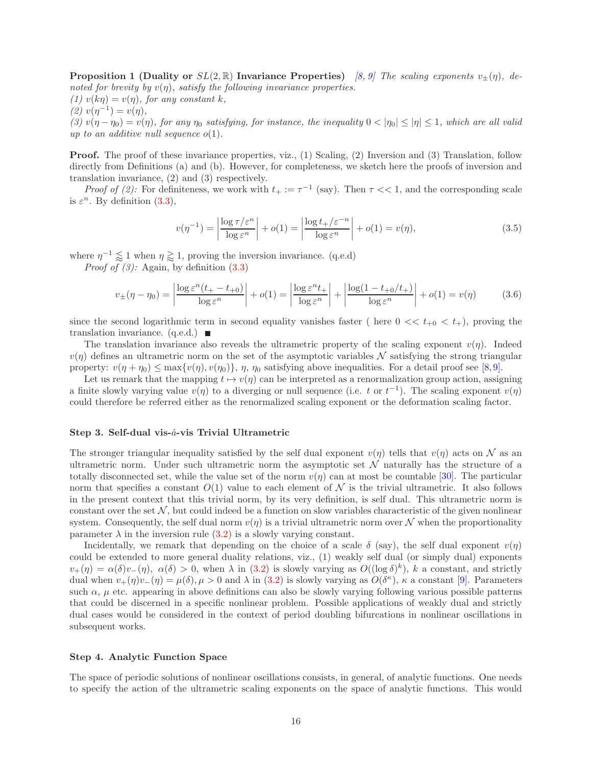**Proposition 1 (Duality or $SL(2,\mathbb{R})$ Invariance Properties)** *[8, 9] The scaling exponents $v_{\pm}(\eta)$, denoted for brevity by $v(\eta)$, satisfy the following invariance properties.*
*(1) $v(k\eta) = v(\eta)$, for any constant $k$,*
*(2) $v(\eta^{-1}) = v(\eta)$,*
*(3) $v(\eta - \eta_0) = v(\eta)$, for any $\eta_0$ satisfying, for instance, the inequality $0 < |\eta_0| \leq |\eta| \leq 1$, which are all valid up to an additive null sequence $o(1)$.*

**Proof.** The proof of these invariance properties, viz., (1) Scaling, (2) Inversion and (3) Translation, follow directly from Definitions (a) and (b). However, for completeness, we sketch here the proofs of inversion and translation invariance, (2) and (3) respectively.

*Proof of (2):* For definiteness, we work with $t_+ := \tau^{-1}$ (say). Then $\tau << 1$, and the corresponding scale is $\varepsilon^n$. By definition (3.3),

$$v(\eta^{-1}) = \left|\frac{\log \tau/\varepsilon^n}{\log \varepsilon^n}\right| + o(1) = \left|\frac{\log t_+/\varepsilon^{-n}}{\log \varepsilon^n}\right| + o(1) = v(\eta), \tag{3.5}$$

where $\eta^{-1} \lessapprox 1$ when $\eta \gtrapprox 1$, proving the inversion invariance. (q.e.d)

*Proof of (3):* Again, by definition (3.3)

$$v_{\pm}(\eta - \eta_0) = \left|\frac{\log \varepsilon^n (t_+ - t_{+0})}{\log \varepsilon^n}\right| + o(1) = \left|\frac{\log \varepsilon^n t_+}{\log \varepsilon^n}\right| + \left|\frac{\log(1 - t_{+0}/t_+)}{\log \varepsilon^n}\right| + o(1) = v(\eta) \tag{3.6}$$

since the second logarithmic term in second equality vanishes faster ( here $0 << t_{+0} < t_+$), proving the translation invariance. (q.e.d.) ■

The translation invariance also reveals the ultrametric property of the scaling exponent $v(\eta)$. Indeed $v(\eta)$ defines an ultrametric norm on the set of the asymptotic variables $\mathcal{N}$ satisfying the strong triangular property: $v(\eta + \eta_0) \leq \max\{v(\eta), v(\eta_0)\}$, $\eta$, $\eta_0$ satisfying above inequalities. For a detail proof see [8, 9].

Let us remark that the mapping $t \mapsto v(\eta)$ can be interpreted as a renormalization group action, assigning a finite slowly varying value $v(\eta)$ to a diverging or null sequence (i.e. $t$ or $t^{-1}$). The scaling exponent $v(\eta)$ could therefore be referred either as the renormalized scaling exponent or the deformation scaling factor.

### Step 3. Self-dual vis-á-vis Trivial Ultrametric

The stronger triangular inequality satisfied by the self dual exponent $v(\eta)$ tells that $v(\eta)$ acts on $\mathcal{N}$ as an ultrametric norm. Under such ultrametric norm the asymptotic set $\mathcal{N}$ naturally has the structure of a totally disconnected set, while the value set of the norm $v(\eta)$ can at most be countable [30]. The particular norm that specifies a constant $O(1)$ value to each element of $\mathcal{N}$ is the trivial ultrametric. It also follows in the present context that this trivial norm, by its very definition, is self dual. This ultrametric norm is constant over the set $\mathcal{N}$, but could indeed be a function on slow variables characteristic of the given nonlinear system. Consequently, the self dual norm $v(\eta)$ is a trivial ultrametric norm over $\mathcal{N}$ when the proportionality parameter $\lambda$ in the inversion rule (3.2) is a slowly varying constant.

Incidentally, we remark that depending on the choice of a scale $\delta$ (say), the self dual exponent $v(\eta)$ could be extended to more general duality relations, viz., (1) weakly self dual (or simply dual) exponents $v_+(\eta) = \alpha(\delta) v_-(\eta)$, $\alpha(\delta) > 0$, when $\lambda$ in (3.2) is slowly varying as $O((\log \delta)^k)$, $k$ a constant, and strictly dual when $v_+(\eta) v_-(\eta) = \mu(\delta), \mu > 0$ and $\lambda$ in (3.2) is slowly varying as $O(\delta^\kappa)$, $\kappa$ a constant [9]. Parameters such $\alpha$, $\mu$ etc. appearing in above definitions can also be slowly varying following various possible patterns that could be discerned in a specific nonlinear problem. Possible applications of weakly dual and strictly dual cases would be considered in the context of period doubling bifurcations in nonlinear oscillations in subsequent works.

### Step 4. Analytic Function Space

The space of periodic solutions of nonlinear oscillations consists, in general, of analytic functions. One needs to specify the action of the ultrametric scaling exponents on the space of analytic functions. This would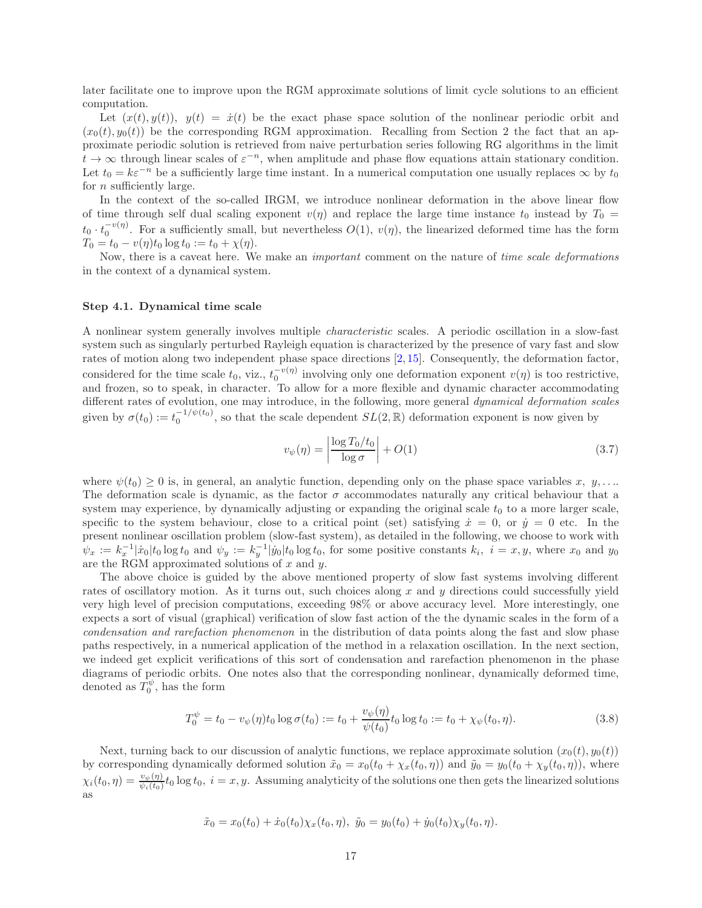later facilitate one to improve upon the RGM approximate solutions of limit cycle solutions to an efficient computation.

Let $(x(t), y(t)),\ y(t) = \dot{x}(t)$ be the exact phase space solution of the nonlinear periodic orbit and $(x_0(t), y_0(t))$ be the corresponding RGM approximation. Recalling from Section 2 the fact that an approximate periodic solution is retrieved from naive perturbation series following RG algorithms in the limit $t \to \infty$ through linear scales of $\varepsilon^{-n}$, when amplitude and phase flow equations attain stationary condition. Let $t_0 = k\varepsilon^{-n}$ be a sufficiently large time instant. In a numerical computation one usually replaces $\infty$ by $t_0$ for $n$ sufficiently large.

In the context of the so-called IRGM, we introduce nonlinear deformation in the above linear flow of time through self dual scaling exponent $v(\eta)$ and replace the large time instance $t_0$ instead by $T_0 = t_0 \cdot t_0^{-v(\eta)}$. For a sufficiently small, but nevertheless $O(1)$, $v(\eta)$, the linearized deformed time has the form $T_0 = t_0 - v(\eta) t_0 \log t_0 := t_0 + \chi(\eta)$.

Now, there is a caveat here. We make an *important* comment on the nature of *time scale deformations* in the context of a dynamical system.

**Step 4.1. Dynamical time scale**

A nonlinear system generally involves multiple *characteristic* scales. A periodic oscillation in a slow-fast system such as singularly perturbed Rayleigh equation is characterized by the presence of vary fast and slow rates of motion along two independent phase space directions [2,15]. Consequently, the deformation factor, considered for the time scale $t_0$, viz., $t_0^{-v(\eta)}$ involving only one deformation exponent $v(\eta)$ is too restrictive, and frozen, so to speak, in character. To allow for a more flexible and dynamic character accommodating different rates of evolution, one may introduce, in the following, more general *dynamical deformation scales* given by $\sigma(t_0) := t_0^{-1/\psi(t_0)}$, so that the scale dependent $SL(2, \mathbb{R})$ deformation exponent is now given by

$$v_\psi(\eta) = \left| \frac{\log T_0/t_0}{\log \sigma} \right| + O(1) \tag{3.7}$$

where $\psi(t_0) \geq 0$ is, in general, an analytic function, depending only on the phase space variables $x,\ y, \ldots$. The deformation scale is dynamic, as the factor $\sigma$ accommodates naturally any critical behaviour that a system may experience, by dynamically adjusting or expanding the original scale $t_0$ to a more larger scale, specific to the system behaviour, close to a critical point (set) satisfying $\dot{x} = 0$, or $\dot{y} = 0$ etc. In the present nonlinear oscillation problem (slow-fast system), as detailed in the following, we choose to work with $\psi_x := k_x^{-1} |\dot{x}_0| t_0 \log t_0$ and $\psi_y := k_y^{-1} |\dot{y}_0| t_0 \log t_0$, for some positive constants $k_i,\ i = x, y$, where $x_0$ and $y_0$ are the RGM approximated solutions of $x$ and $y$.

The above choice is guided by the above mentioned property of slow fast systems involving different rates of oscillatory motion. As it turns out, such choices along $x$ and $y$ directions could successfully yield very high level of precision computations, exceeding 98% or above accuracy level. More interestingly, one expects a sort of visual (graphical) verification of slow fast action of the the dynamic scales in the form of a *condensation and rarefaction phenomenon* in the distribution of data points along the fast and slow phase paths respectively, in a numerical application of the method in a relaxation oscillation. In the next section, we indeed get explicit verifications of this sort of condensation and rarefaction phenomenon in the phase diagrams of periodic orbits. One notes also that the corresponding nonlinear, dynamically deformed time, denoted as $T_0^\psi$, has the form

$$T_0^\psi = t_0 - v_\psi(\eta) t_0 \log \sigma(t_0) := t_0 + \frac{v_\psi(\eta)}{\psi(t_0)} t_0 \log t_0 := t_0 + \chi_\psi(t_0, \eta). \tag{3.8}$$

Next, turning back to our discussion of analytic functions, we replace approximate solution $(x_0(t), y_0(t))$ by corresponding dynamically deformed solution $\tilde{x}_0 = x_0(t_0 + \chi_x(t_0, \eta))$ and $\tilde{y}_0 = y_0(t_0 + \chi_y(t_0, \eta))$, where $\chi_i(t_0, \eta) = \frac{v_\psi(\eta)}{\psi_i(t_0)} t_0 \log t_0,\ i = x, y$. Assuming analyticity of the solutions one then gets the linearized solutions as

$$\tilde{x}_0 = x_0(t_0) + \dot{x}_0(t_0)\chi_x(t_0, \eta),\ \tilde{y}_0 = y_0(t_0) + \dot{y}_0(t_0)\chi_y(t_0, \eta).$$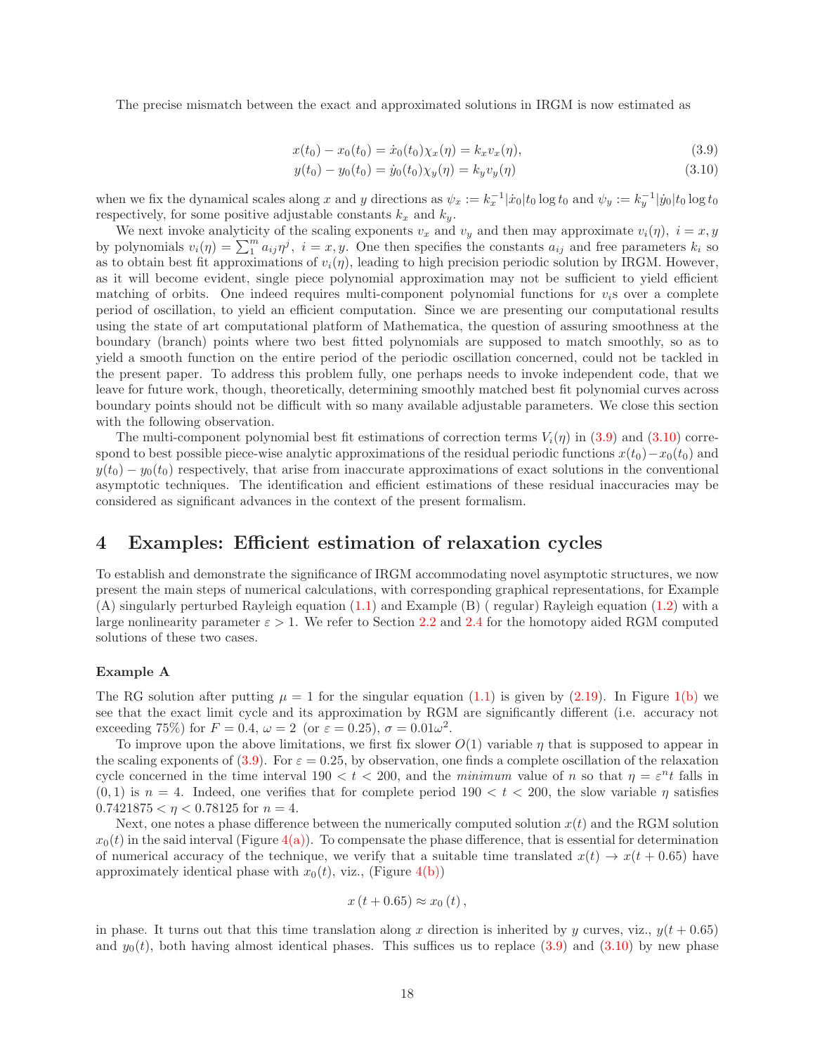The precise mismatch between the exact and approximated solutions in IRGM is now estimated as

$$x(t_0) - x_0(t_0) = \dot{x}_0(t_0)\chi_x(\eta) = k_x v_x(\eta), \tag{3.9}$$

$$y(t_0) - y_0(t_0) = \dot{y}_0(t_0)\chi_y(\eta) = k_y v_y(\eta) \tag{3.10}$$

when we fix the dynamical scales along $x$ and $y$ directions as $\psi_x := k_x^{-1}|\dot{x}_0|t_0 \log t_0$ and $\psi_y := k_y^{-1}|\dot{y}_0|t_0 \log t_0$ respectively, for some positive adjustable constants $k_x$ and $k_y$.

We next invoke analyticity of the scaling exponents $v_x$ and $v_y$ and then may approximate $v_i(\eta),\ i = x, y$ by polynomials $v_i(\eta) = \sum_1^m a_{ij}\eta^j,\ i = x, y$. One then specifies the constants $a_{ij}$ and free parameters $k_i$ so as to obtain best fit approximations of $v_i(\eta)$, leading to high precision periodic solution by IRGM. However, as it will become evident, single piece polynomial approximation may not be sufficient to yield efficient matching of orbits. One indeed requires multi-component polynomial functions for $v_i$s over a complete period of oscillation, to yield an efficient computation. Since we are presenting our computational results using the state of art computational platform of Mathematica, the question of assuring smoothness at the boundary (branch) points where two best fitted polynomials are supposed to match smoothly, so as to yield a smooth function on the entire period of the periodic oscillation concerned, could not be tackled in the present paper. To address this problem fully, one perhaps needs to invoke independent code, that we leave for future work, though, theoretically, determining smoothly matched best fit polynomial curves across boundary points should not be difficult with so many available adjustable parameters. We close this section with the following observation.

The multi-component polynomial best fit estimations of correction terms $V_i(\eta)$ in (3.9) and (3.10) correspond to best possible piece-wise analytic approximations of the residual periodic functions $x(t_0)-x_0(t_0)$ and $y(t_0) - y_0(t_0)$ respectively, that arise from inaccurate approximations of exact solutions in the conventional asymptotic techniques. The identification and efficient estimations of these residual inaccuracies may be considered as significant advances in the context of the present formalism.

## 4 Examples: Efficient estimation of relaxation cycles

To establish and demonstrate the significance of IRGM accommodating novel asymptotic structures, we now present the main steps of numerical calculations, with corresponding graphical representations, for Example (A) singularly perturbed Rayleigh equation (1.1) and Example (B) ( regular) Rayleigh equation (1.2) with a large nonlinearity parameter $\varepsilon > 1$. We refer to Section 2.2 and 2.4 for the homotopy aided RGM computed solutions of these two cases.

**Example A**

The RG solution after putting $\mu = 1$ for the singular equation (1.1) is given by (2.19). In Figure 1(b) we see that the exact limit cycle and its approximation by RGM are significantly different (i.e. accuracy not exceeding 75%) for $F = 0.4$, $\omega = 2$ (or $\varepsilon = 0.25$), $\sigma = 0.01\omega^2$.

To improve upon the above limitations, we first fix slower $O(1)$ variable $\eta$ that is supposed to appear in the scaling exponents of (3.9). For $\varepsilon = 0.25$, by observation, one finds a complete oscillation of the relaxation cycle concerned in the time interval $190 < t < 200$, and the *minimum* value of $n$ so that $\eta = \varepsilon^n t$ falls in $(0, 1)$ is $n = 4$. Indeed, one verifies that for complete period $190 < t < 200$, the slow variable $\eta$ satisfies $0.7421875 < \eta < 0.78125$ for $n = 4$.

Next, one notes a phase difference between the numerically computed solution $x(t)$ and the RGM solution $x_0(t)$ in the said interval (Figure 4(a)). To compensate the phase difference, that is essential for determination of numerical accuracy of the technique, we verify that a suitable time translated $x(t) \to x(t + 0.65)$ have approximately identical phase with $x_0(t)$, viz., (Figure 4(b))

$$x\,(t + 0.65) \approx x_0\,(t)\,,$$

in phase. It turns out that this time translation along $x$ direction is inherited by $y$ curves, viz., $y(t + 0.65)$ and $y_0(t)$, both having almost identical phases. This suffices us to replace (3.9) and (3.10) by new phase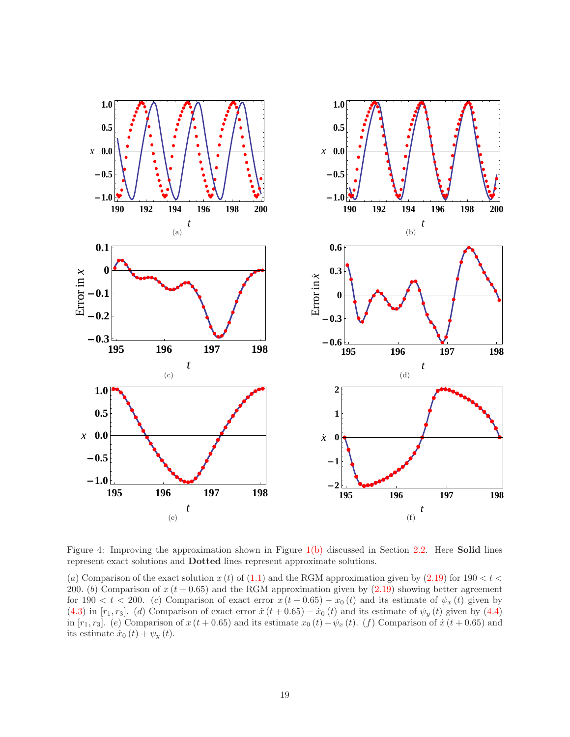Figure 4: Improving the approximation shown in Figure 1(b) discussed in Section 2.2. Here **Solid** lines represent exact solutions and **Dotted** lines represent approximate solutions.

$(a)$ Comparison of the exact solution $x(t)$ of (1.1) and the RGM approximation given by (2.19) for $190 < t < 200$. $(b)$ Comparison of $x(t+0.65)$ and the RGM approximation given by (2.19) showing better agreement for $190 < t < 200$. $(c)$ Comparison of exact error $x(t+0.65) - x_0(t)$ and its estimate of $\psi_x(t)$ given by (4.3) in $[r_1, r_3]$. $(d)$ Comparison of exact error $\dot{x}(t+0.65) - \dot{x}_0(t)$ and its estimate of $\psi_y(t)$ given by (4.4) in $[r_1, r_3]$. $(e)$ Comparison of $x(t+0.65)$ and its estimate $x_0(t) + \psi_x(t)$. $(f)$ Comparison of $\dot{x}(t+0.65)$ and its estimate $\dot{x}_0(t) + \psi_y(t)$.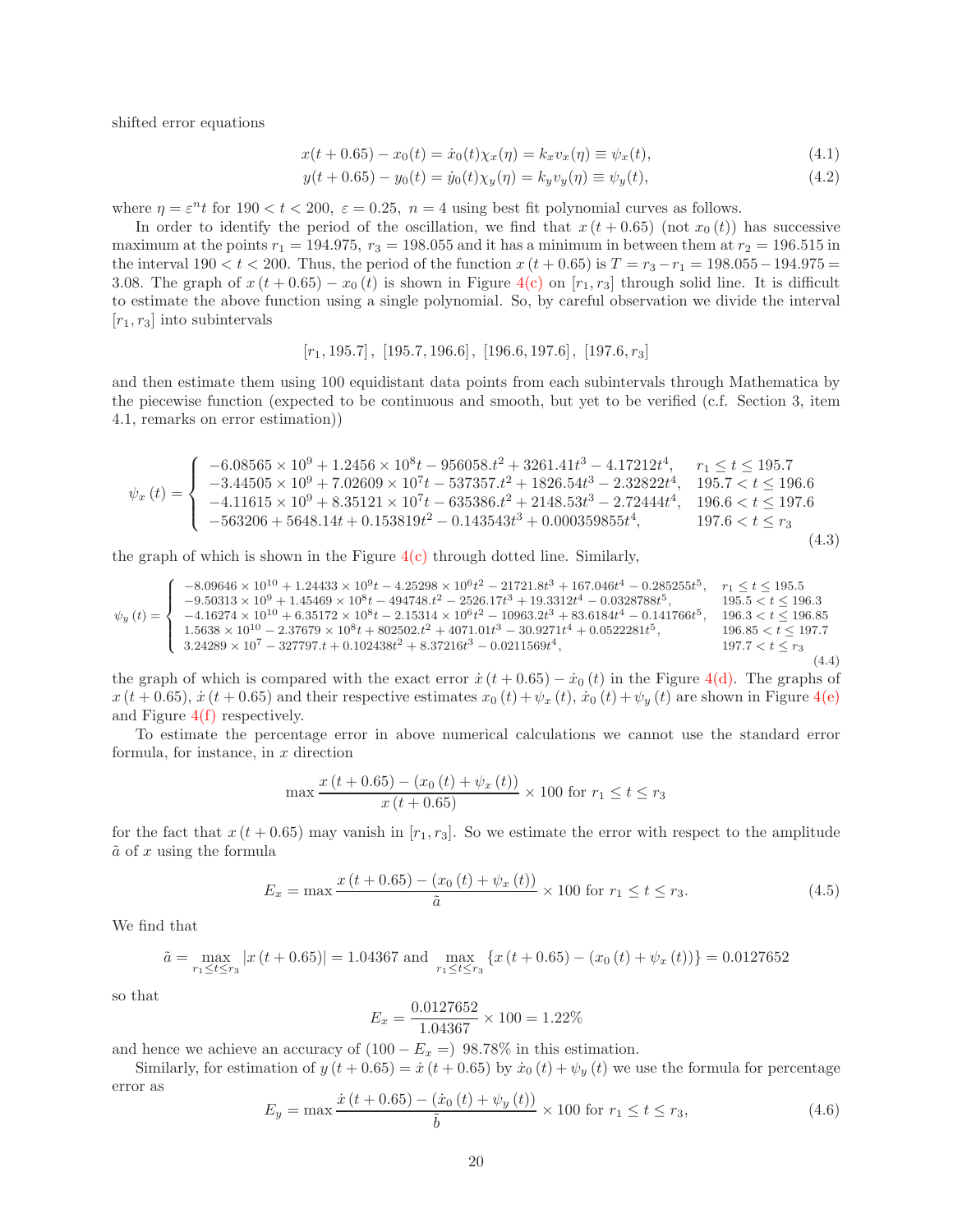shifted error equations

$$x(t+0.65) - x_0(t) = \dot{x}_0(t)\chi_x(\eta) = k_x v_x(\eta) \equiv \psi_x(t), \tag{4.1}$$

$$y(t+0.65) - y_0(t) = \dot{y}_0(t)\chi_y(\eta) = k_y v_y(\eta) \equiv \psi_y(t), \tag{4.2}$$

where $\eta = \varepsilon^n t$ for $190 < t < 200$, $\varepsilon = 0.25$, $n = 4$ using best fit polynomial curves as follows.

In order to identify the period of the oscillation, we find that $x(t+0.65)$ (not $x_0(t)$) has successive maximum at the points $r_1 = 194.975$, $r_3 = 198.055$ and it has a minimum in between them at $r_2 = 196.515$ in the interval $190 < t < 200$. Thus, the period of the function $x(t+0.65)$ is $T = r_3 - r_1 = 198.055 - 194.975 = 3.08$. The graph of $x(t+0.65) - x_0(t)$ is shown in Figure 4(c) on $[r_1, r_3]$ through solid line. It is difficult to estimate the above function using a single polynomial. So, by careful observation we divide the interval $[r_1, r_3]$ into subintervals

$$[r_1, 195.7], \ [195.7, 196.6], \ [196.6, 197.6], \ [197.6, r_3]$$

and then estimate them using 100 equidistant data points from each subintervals through Mathematica by the piecewise function (expected to be continuous and smooth, but yet to be verified (c.f. Section 3, item 4.1, remarks on error estimation))

$$\psi_x(t) = \begin{cases} -6.08565 \times 10^9 + 1.2456 \times 10^8 t - 956058.t^2 + 3261.41t^3 - 4.17212t^4, & r_1 \le t \le 195.7 \\ -3.44505 \times 10^9 + 7.02609 \times 10^7 t - 537357.t^2 + 1826.54t^3 - 2.32822t^4, & 195.7 < t \le 196.6 \\ -4.11615 \times 10^9 + 8.35121 \times 10^7 t - 635386.t^2 + 2148.53t^3 - 2.72444t^4, & 196.6 < t \le 197.6 \\ -563206 + 5648.14t + 0.153819t^2 - 0.143543t^3 + 0.000359855t^4, & 197.6 < t \le r_3 \end{cases} \tag{4.3}$$

the graph of which is shown in the Figure 4(c) through dotted line. Similarly,

$$\psi_y(t) = \begin{cases} -8.09646 \times 10^{10} + 1.24433 \times 10^9 t - 4.25298 \times 10^6 t^2 - 21721.8t^3 + 167.046t^4 - 0.285255t^5, & r_1 \le t \le 195.5 \\ -9.50313 \times 10^9 + 1.45469 \times 10^8 t - 494748.t^2 - 2526.17t^3 + 19.3312t^4 - 0.0328788t^5, & 195.5 < t \le 196.3 \\ -4.16274 \times 10^{10} + 6.35172 \times 10^8 t - 2.15314 \times 10^6 t^2 - 10963.2t^3 + 83.6184t^4 - 0.141766t^5, & 196.3 < t \le 196.85 \\ 1.5638 \times 10^{10} - 2.37679 \times 10^8 t + 802502.t^2 + 4071.01t^3 - 30.9271t^4 + 0.0522281t^5, & 196.85 < t \le 197.7 \\ 3.24289 \times 10^7 - 327797.t + 0.102438t^2 + 8.37216t^3 - 0.0211569t^4, & 197.7 < t \le r_3 \end{cases} \tag{4.4}$$

the graph of which is compared with the exact error $\dot{x}(t+0.65) - \dot{x}_0(t)$ in the Figure 4(d). The graphs of $x(t+0.65)$, $\dot{x}(t+0.65)$ and their respective estimates $x_0(t) + \psi_x(t)$, $\dot{x}_0(t) + \psi_y(t)$ are shown in Figure 4(e) and Figure 4(f) respectively.

To estimate the percentage error in above numerical calculations we cannot use the standard error formula, for instance, in $x$ direction

$$\max \frac{x(t+0.65) - (x_0(t) + \psi_x(t))}{x(t+0.65)} \times 100 \text{ for } r_1 \le t \le r_3$$

for the fact that $x(t+0.65)$ may vanish in $[r_1, r_3]$. So we estimate the error with respect to the amplitude $\tilde{a}$ of $x$ using the formula

$$E_x = \max \frac{x(t+0.65) - (x_0(t) + \psi_x(t))}{\tilde{a}} \times 100 \text{ for } r_1 \le t \le r_3. \tag{4.5}$$

We find that

$$\tilde{a} = \max_{r_1 \le t \le r_3} |x(t+0.65)| = 1.04367 \text{ and } \max_{r_1 \le t \le r_3} \{x(t+0.65) - (x_0(t) + \psi_x(t))\} = 0.0127652$$

so that

$$E_x = \frac{0.0127652}{1.04367} \times 100 = 1.22\%$$

and hence we achieve an accuracy of $(100 - E_x =)$ 98.78% in this estimation.

Similarly, for estimation of $y(t+0.65) = \dot{x}(t+0.65)$ by $\dot{x}_0(t) + \psi_y(t)$ we use the formula for percentage error as

$$E_y = \max \frac{\dot{x}(t+0.65) - (\dot{x}_0(t) + \psi_y(t))}{\tilde{b}} \times 100 \text{ for } r_1 \le t \le r_3, \tag{4.6}$$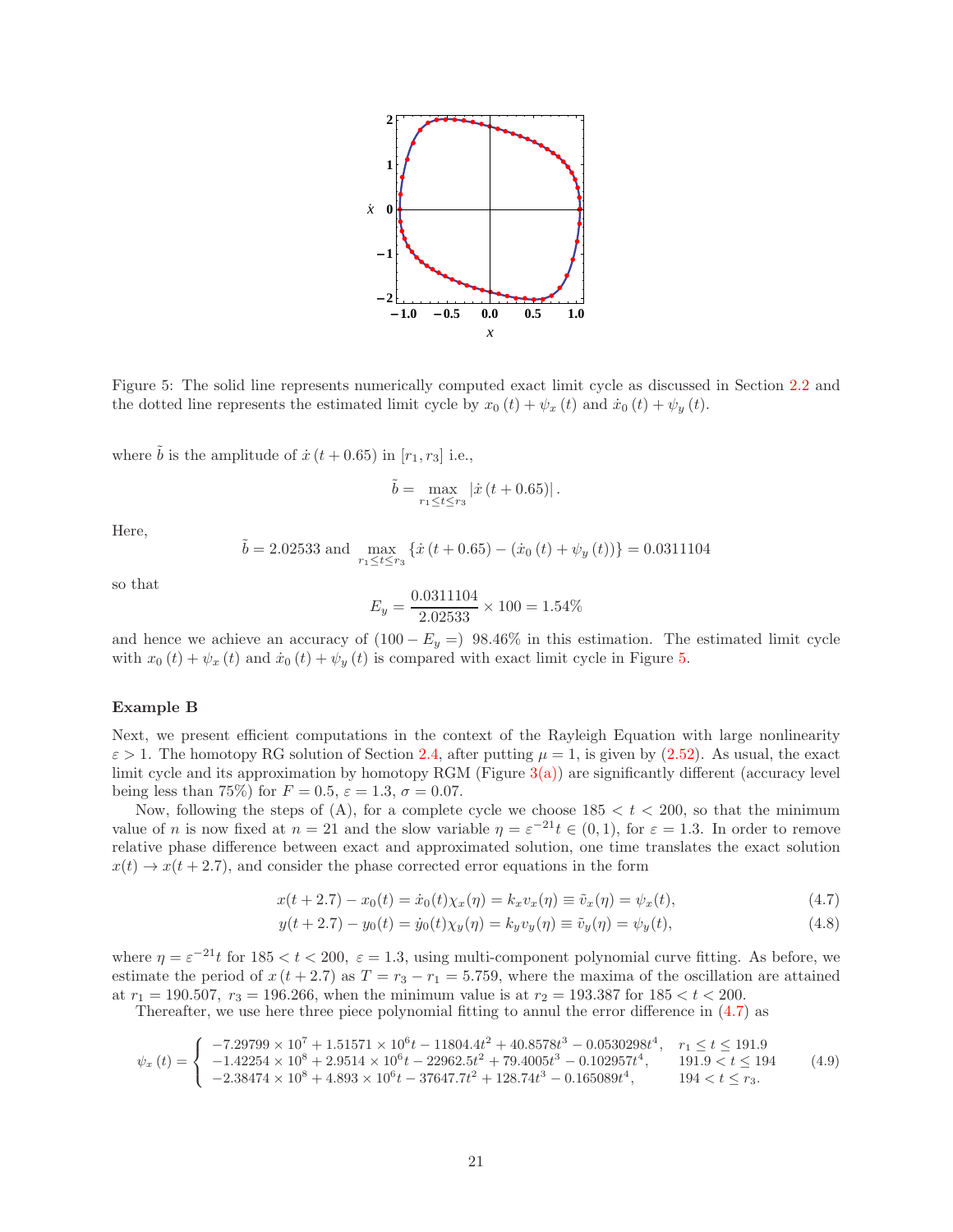Figure 5: The solid line represents numerically computed exact limit cycle as discussed in Section 2.2 and the dotted line represents the estimated limit cycle by $x_0(t) + \psi_x(t)$ and $\dot{x}_0(t) + \psi_y(t)$.

where $\tilde{b}$ is the amplitude of $\dot{x}(t + 0.65)$ in $[r_1, r_3]$ i.e.,

$$\tilde{b} = \max_{r_1 \le t \le r_3} |\dot{x}(t + 0.65)|.$$

Here,

$$\tilde{b} = 2.02533 \text{ and } \max_{r_1 \le t \le r_3} \{\dot{x}(t + 0.65) - (\dot{x}_0(t) + \psi_y(t))\} = 0.0311104$$

so that

$$E_y = \frac{0.0311104}{2.02533} \times 100 = 1.54\%$$

and hence we achieve an accuracy of $(100 - E_y =)$ 98.46% in this estimation. The estimated limit cycle with $x_0(t) + \psi_x(t)$ and $\dot{x}_0(t) + \psi_y(t)$ is compared with exact limit cycle in Figure 5.

**Example B**

Next, we present efficient computations in the context of the Rayleigh Equation with large nonlinearity $\varepsilon > 1$. The homotopy RG solution of Section 2.4, after putting $\mu = 1$, is given by (2.52). As usual, the exact limit cycle and its approximation by homotopy RGM (Figure 3(a)) are significantly different (accuracy level being less than 75%) for $F = 0.5$, $\varepsilon = 1.3$, $\sigma = 0.07$.

Now, following the steps of (A), for a complete cycle we choose $185 < t < 200$, so that the minimum value of $n$ is now fixed at $n = 21$ and the slow variable $\eta = \varepsilon^{-21} t \in (0, 1)$, for $\varepsilon = 1.3$. In order to remove relative phase difference between exact and approximated solution, one time translates the exact solution $x(t) \to x(t + 2.7)$, and consider the phase corrected error equations in the form

$$x(t + 2.7) - x_0(t) = \dot{x}_0(t)\chi_x(\eta) = k_x v_x(\eta) \equiv \tilde{v}_x(\eta) = \psi_x(t), \tag{4.7}$$

$$y(t + 2.7) - y_0(t) = \dot{y}_0(t)\chi_y(\eta) = k_y v_y(\eta) \equiv \tilde{v}_y(\eta) = \psi_y(t), \tag{4.8}$$

where $\eta = \varepsilon^{-21} t$ for $185 < t < 200$, $\varepsilon = 1.3$, using multi-component polynomial curve fitting. As before, we estimate the period of $x(t + 2.7)$ as $T = r_3 - r_1 = 5.759$, where the maxima of the oscillation are attained at $r_1 = 190.507$, $r_3 = 196.266$, when the minimum value is at $r_2 = 193.387$ for $185 < t < 200$.

Thereafter, we use here three piece polynomial fitting to annul the error difference in (4.7) as

$$\psi_x(t) = \begin{cases} -7.29799 \times 10^7 + 1.51571 \times 10^6 t - 11804.4t^2 + 40.8578t^3 - 0.0530298t^4, & r_1 \le t \le 191.9 \\ -1.42254 \times 10^8 + 2.9514 \times 10^6 t - 22962.5t^2 + 79.4005t^3 - 0.102957t^4, & 191.9 < t \le 194 \\ -2.38474 \times 10^8 + 4.893 \times 10^6 t - 37647.7t^2 + 128.74t^3 - 0.165089t^4, & 194 < t \le r_3. \end{cases} \tag{4.9}$$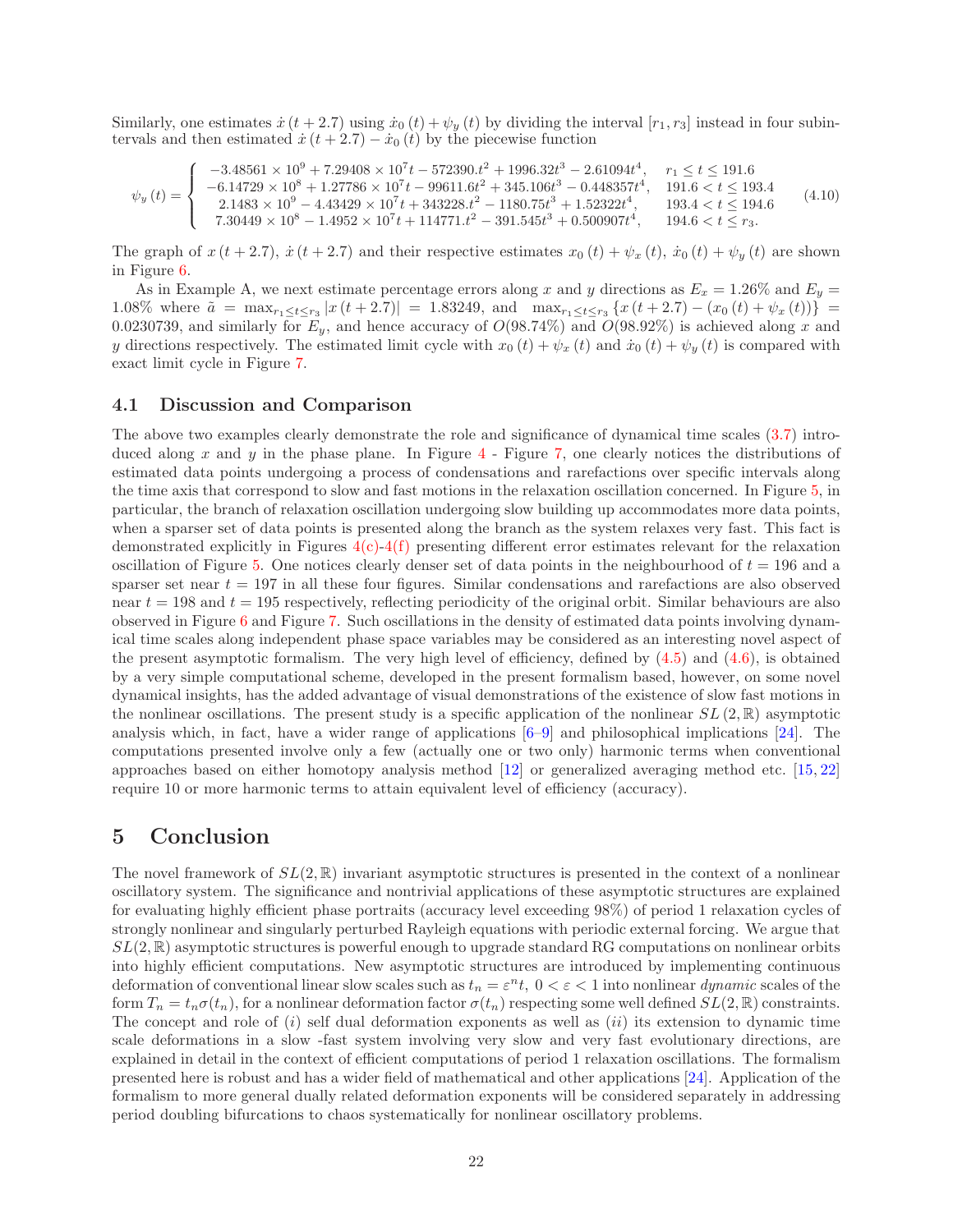Similarly, one estimates $\dot{x}(t+2.7)$ using $\dot{x}_0(t)+\psi_y(t)$ by dividing the interval $[r_1, r_3]$ instead in four subintervals and then estimated $\dot{x}(t+2.7)-\dot{x}_0(t)$ by the piecewise function

$$
\psi_y(t) = \begin{cases} -3.48561\times 10^9 + 7.29408\times 10^7 t - 572390.t^2 + 1996.32t^3 - 2.61094t^4, & r_1 \le t \le 191.6 \\ -6.14729\times 10^8 + 1.27786\times 10^7 t - 99611.6t^2 + 345.106t^3 - 0.448357t^4, & 191.6 < t \le 193.4 \\ 2.1483\times 10^9 - 4.43429\times 10^7 t + 343228.t^2 - 1180.75t^3 + 1.52322t^4, & 193.4 < t \le 194.6 \\ 7.30449\times 10^8 - 1.4952\times 10^7 t + 114771.t^2 - 391.545t^3 + 0.500907t^4, & 194.6 < t \le r_3. \end{cases} \tag{4.10}
$$

The graph of $x(t+2.7)$, $\dot{x}(t+2.7)$ and their respective estimates $x_0(t)+\psi_x(t)$, $\dot{x}_0(t)+\psi_y(t)$ are shown in Figure 6.

As in Example A, we next estimate percentage errors along $x$ and $y$ directions as $E_x = 1.26\%$ and $E_y = 1.08\%$ where $\tilde{a} = \max_{r_1\le t\le r_3}|x(t+2.7)| = 1.83249$, and $\max_{r_1\le t\le r_3}\{x(t+2.7)-(x_0(t)+\psi_x(t))\} = 0.0230739$, and similarly for $E_y$, and hence accuracy of $O(98.74\%)$ and $O(98.92\%)$ is achieved along $x$ and $y$ directions respectively. The estimated limit cycle with $x_0(t)+\psi_x(t)$ and $\dot{x}_0(t)+\psi_y(t)$ is compared with exact limit cycle in Figure 7.

### 4.1 Discussion and Comparison

The above two examples clearly demonstrate the role and significance of dynamical time scales (3.7) introduced along $x$ and $y$ in the phase plane. In Figure 4 - Figure 7, one clearly notices the distributions of estimated data points undergoing a process of condensations and rarefactions over specific intervals along the time axis that correspond to slow and fast motions in the relaxation oscillation concerned. In Figure 5, in particular, the branch of relaxation oscillation undergoing slow building up accommodates more data points, when a sparser set of data points is presented along the branch as the system relaxes very fast. This fact is demonstrated explicitly in Figures 4(c)-4(f) presenting different error estimates relevant for the relaxation oscillation of Figure 5. One notices clearly denser set of data points in the neighbourhood of $t = 196$ and a sparser set near $t = 197$ in all these four figures. Similar condensations and rarefactions are also observed near $t = 198$ and $t = 195$ respectively, reflecting periodicity of the original orbit. Similar behaviours are also observed in Figure 6 and Figure 7. Such oscillations in the density of estimated data points involving dynamical time scales along independent phase space variables may be considered as an interesting novel aspect of the present asymptotic formalism. The very high level of efficiency, defined by (4.5) and (4.6), is obtained by a very simple computational scheme, developed in the present formalism based, however, on some novel dynamical insights, has the added advantage of visual demonstrations of the existence of slow fast motions in the nonlinear oscillations. The present study is a specific application of the nonlinear $SL(2,\mathbb{R})$ asymptotic analysis which, in fact, have a wider range of applications [6–9] and philosophical implications [24]. The computations presented involve only a few (actually one or two only) harmonic terms when conventional approaches based on either homotopy analysis method [12] or generalized averaging method etc. [15, 22] require 10 or more harmonic terms to attain equivalent level of efficiency (accuracy).

## 5 Conclusion

The novel framework of $SL(2,\mathbb{R})$ invariant asymptotic structures is presented in the context of a nonlinear oscillatory system. The significance and nontrivial applications of these asymptotic structures are explained for evaluating highly efficient phase portraits (accuracy level exceeding 98%) of period 1 relaxation cycles of strongly nonlinear and singularly perturbed Rayleigh equations with periodic external forcing. We argue that $SL(2,\mathbb{R})$ asymptotic structures is powerful enough to upgrade standard RG computations on nonlinear orbits into highly efficient computations. New asymptotic structures are introduced by implementing continuous deformation of conventional linear slow scales such as $t_n = \varepsilon^n t,\ 0<\varepsilon<1$ into nonlinear *dynamic* scales of the form $T_n = t_n\sigma(t_n)$, for a nonlinear deformation factor $\sigma(t_n)$ respecting some well defined $SL(2,\mathbb{R})$ constraints. The concept and role of $(i)$ self dual deformation exponents as well as $(ii)$ its extension to dynamic time scale deformations in a slow -fast system involving very slow and very fast evolutionary directions, are explained in detail in the context of efficient computations of period 1 relaxation oscillations. The formalism presented here is robust and has a wider field of mathematical and other applications [24]. Application of the formalism to more general dually related deformation exponents will be considered separately in addressing period doubling bifurcations to chaos systematically for nonlinear oscillatory problems.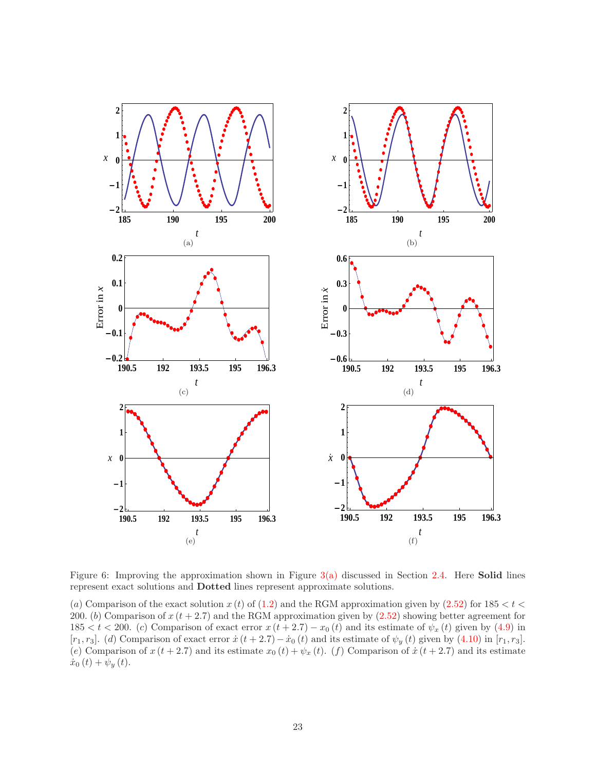Figure 6: Improving the approximation shown in Figure 3(a) discussed in Section 2.4. Here **Solid** lines represent exact solutions and **Dotted** lines represent approximate solutions.

(*a*) Comparison of the exact solution $x(t)$ of (1.2) and the RGM approximation given by (2.52) for $185 < t < 200$. (*b*) Comparison of $x(t+2.7)$ and the RGM approximation given by (2.52) showing better agreement for $185 < t < 200$. (*c*) Comparison of exact error $x(t+2.7) - x_0(t)$ and its estimate of $\psi_x(t)$ given by (4.9) in $[r_1, r_3]$. (*d*) Comparison of exact error $\dot{x}(t+2.7) - \dot{x}_0(t)$ and its estimate of $\psi_y(t)$ given by (4.10) in $[r_1, r_3]$. (*e*) Comparison of $x(t+2.7)$ and its estimate $x_0(t) + \psi_x(t)$. (*f*) Comparison of $\dot{x}(t+2.7)$ and its estimate $\dot{x}_0(t) + \psi_y(t)$.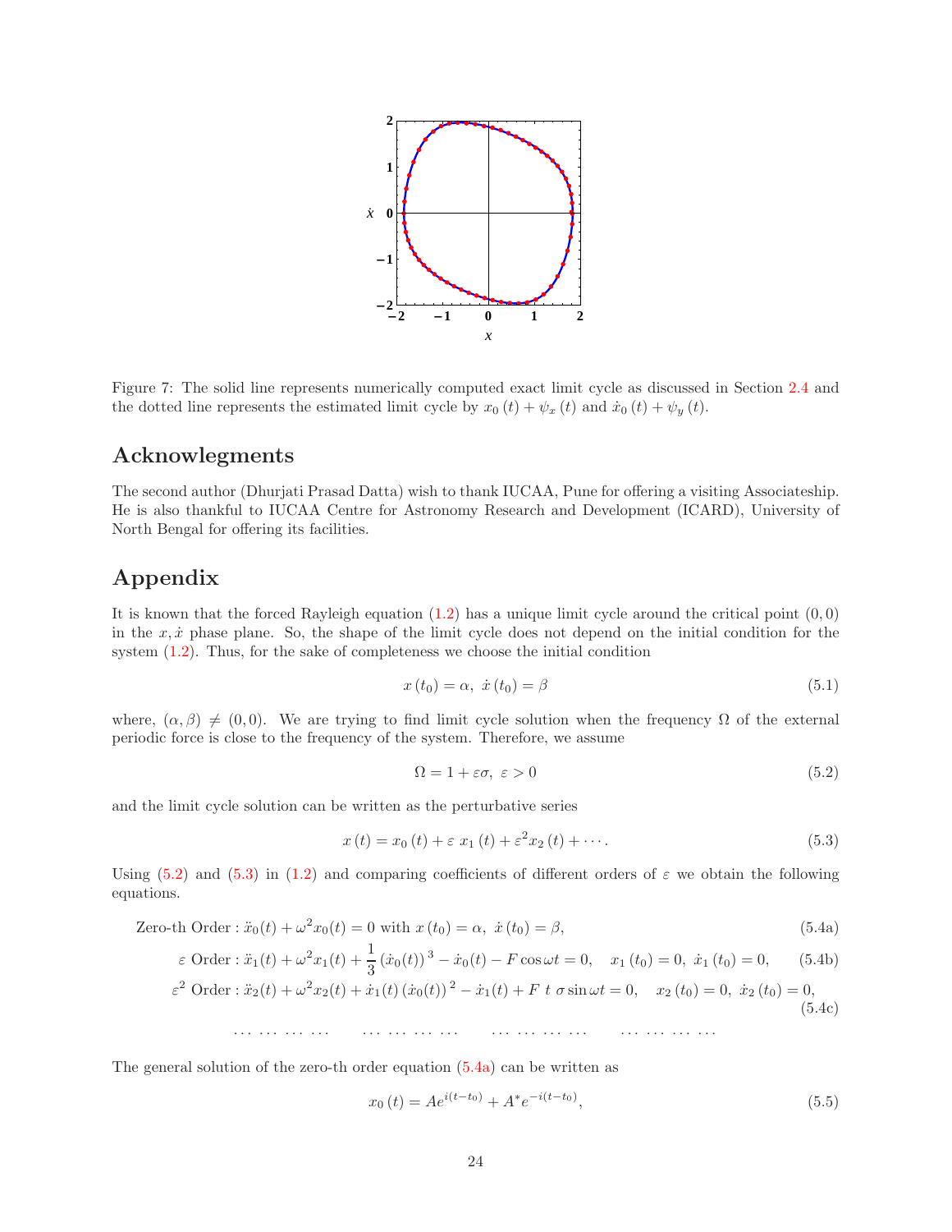Figure 7: The solid line represents numerically computed exact limit cycle as discussed in Section 2.4 and the dotted line represents the estimated limit cycle by $x_0(t) + \psi_x(t)$ and $\dot{x}_0(t) + \psi_y(t)$.

## Acknowlegments

The second author (Dhurjati Prasad Datta) wish to thank IUCAA, Pune for offering a visiting Associateship. He is also thankful to IUCAA Centre for Astronomy Research and Development (ICARD), University of North Bengal for offering its facilities.

## Appendix

It is known that the forced Rayleigh equation (1.2) has a unique limit cycle around the critical point $(0, 0)$ in the $x, \dot{x}$ phase plane. So, the shape of the limit cycle does not depend on the initial condition for the system (1.2). Thus, for the sake of completeness we choose the initial condition

$$x(t_0) = \alpha, \ \dot{x}(t_0) = \beta \tag{5.1}$$

where, $(\alpha, \beta) \neq (0, 0)$. We are trying to find limit cycle solution when the frequency $\Omega$ of the external periodic force is close to the frequency of the system. Therefore, we assume

$$\Omega = 1 + \varepsilon\sigma, \ \varepsilon > 0 \tag{5.2}$$

and the limit cycle solution can be written as the perturbative series

$$x(t) = x_0(t) + \varepsilon\, x_1(t) + \varepsilon^2 x_2(t) + \cdots . \tag{5.3}$$

Using (5.2) and (5.3) in (1.2) and comparing coefficients of different orders of $\varepsilon$ we obtain the following equations.

$$\text{Zero-th Order} : \ddot{x}_0(t) + \omega^2 x_0(t) = 0 \text{ with } x(t_0) = \alpha, \ \dot{x}(t_0) = \beta, \tag{5.4a}$$

$$\varepsilon \text{ Order} : \ddot{x}_1(t) + \omega^2 x_1(t) + \frac{1}{3}(\dot{x}_0(t))^3 - \dot{x}_0(t) - F\cos\omega t = 0, \quad x_1(t_0) = 0, \ \dot{x}_1(t_0) = 0, \tag{5.4b}$$

$$\varepsilon^2 \text{ Order} : \ddot{x}_2(t) + \omega^2 x_2(t) + \dot{x}_1(t)(\dot{x}_0(t))^2 - \dot{x}_1(t) + F\ t\ \sigma\sin\omega t = 0, \quad x_2(t_0) = 0, \ \dot{x}_2(t_0) = 0, \tag{5.4c}$$

$$\cdots\cdots\cdots\cdots \qquad \cdots\cdots\cdots\cdots \qquad \cdots\cdots\cdots\cdots \qquad \cdots\cdots\cdots\cdots$$

The general solution of the zero-th order equation (5.4a) can be written as

$$x_0(t) = Ae^{i(t-t_0)} + A^* e^{-i(t-t_0)}, \tag{5.5}$$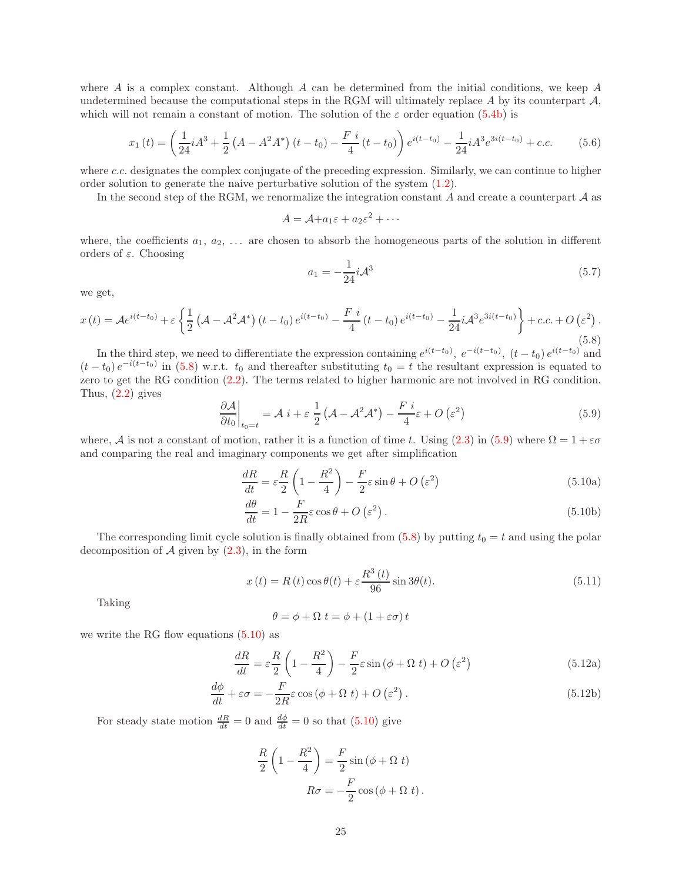where $A$ is a complex constant. Although $A$ can be determined from the initial conditions, we keep $A$ undetermined because the computational steps in the RGM will ultimately replace $A$ by its counterpart $\mathcal{A}$, which will not remain a constant of motion. The solution of the $\varepsilon$ order equation (5.4b) is

$$x_1(t) = \left(\frac{1}{24}iA^3 + \frac{1}{2}\left(A - A^2A^*\right)(t-t_0) - \frac{F\,i}{4}(t-t_0)\right)e^{i(t-t_0)} - \frac{1}{24}iA^3e^{3i(t-t_0)} + c.c. \tag{5.6}$$

where *c.c.* designates the complex conjugate of the preceding expression. Similarly, we can continue to higher order solution to generate the naive perturbative solution of the system (1.2).

In the second step of the RGM, we renormalize the integration constant $A$ and create a counterpart $\mathcal{A}$ as

$$A = \mathcal{A} + a_1\varepsilon + a_2\varepsilon^2 + \cdots$$

where, the coefficients $a_1,\ a_2,\ \ldots$ are chosen to absorb the homogeneous parts of the solution in different orders of $\varepsilon$. Choosing

$$a_1 = -\frac{1}{24}i\mathcal{A}^3 \tag{5.7}$$

we get,

$$x(t) = \mathcal{A}e^{i(t-t_0)} + \varepsilon\left\{\frac{1}{2}\left(\mathcal{A} - \mathcal{A}^2\mathcal{A}^*\right)(t-t_0)e^{i(t-t_0)} - \frac{F\,i}{4}(t-t_0)e^{i(t-t_0)} - \frac{1}{24}i\mathcal{A}^3e^{3i(t-t_0)}\right\} + c.c. + O\left(\varepsilon^2\right). \tag{5.8}$$

In the third step, we need to differentiate the expression containing $e^{i(t-t_0)},\ e^{-i(t-t_0)},\ (t-t_0)\,e^{i(t-t_0)}$ and $(t-t_0)\,e^{-i(t-t_0)}$ in (5.8) w.r.t. $t_0$ and thereafter substituting $t_0 = t$ the resultant expression is equated to zero to get the RG condition (2.2). The terms related to higher harmonic are not involved in RG condition. Thus, (2.2) gives

$$\left.\frac{\partial\mathcal{A}}{\partial t_0}\right|_{t_0=t} = \mathcal{A}\ i + \varepsilon\ \frac{1}{2}\left(\mathcal{A} - \mathcal{A}^2\mathcal{A}^*\right) - \frac{F\ i}{4}\varepsilon + O\left(\varepsilon^2\right) \tag{5.9}$$

where, $\mathcal{A}$ is not a constant of motion, rather it is a function of time $t$. Using (2.3) in (5.9) where $\Omega = 1 + \varepsilon\sigma$ and comparing the real and imaginary components we get after simplification

$$\frac{dR}{dt} = \varepsilon\frac{R}{2}\left(1 - \frac{R^2}{4}\right) - \frac{F}{2}\varepsilon\sin\theta + O\left(\varepsilon^2\right) \tag{5.10a}$$

$$\frac{d\theta}{dt} = 1 - \frac{F}{2R}\varepsilon\cos\theta + O\left(\varepsilon^2\right). \tag{5.10b}$$

The corresponding limit cycle solution is finally obtained from (5.8) by putting $t_0 = t$ and using the polar decomposition of $\mathcal{A}$ given by (2.3), in the form

$$x(t) = R(t)\cos\theta(t) + \varepsilon\frac{R^3(t)}{96}\sin 3\theta(t). \tag{5.11}$$

Taking

$$\theta = \phi + \Omega\ t = \phi + (1 + \varepsilon\sigma)\,t$$

we write the RG flow equations (5.10) as

$$\frac{dR}{dt} = \varepsilon\frac{R}{2}\left(1 - \frac{R^2}{4}\right) - \frac{F}{2}\varepsilon\sin\left(\phi + \Omega\ t\right) + O\left(\varepsilon^2\right) \tag{5.12a}$$

$$\frac{d\phi}{dt} + \varepsilon\sigma = -\frac{F}{2R}\varepsilon\cos\left(\phi + \Omega\ t\right) + O\left(\varepsilon^2\right). \tag{5.12b}$$

For steady state motion $\frac{dR}{dt} = 0$ and $\frac{d\phi}{dt} = 0$ so that (5.10) give

$$\frac{R}{2}\left(1 - \frac{R^2}{4}\right) = \frac{F}{2}\sin\left(\phi + \Omega\ t\right)$$

$$R\sigma = -\frac{F}{2}\cos\left(\phi + \Omega\ t\right).$$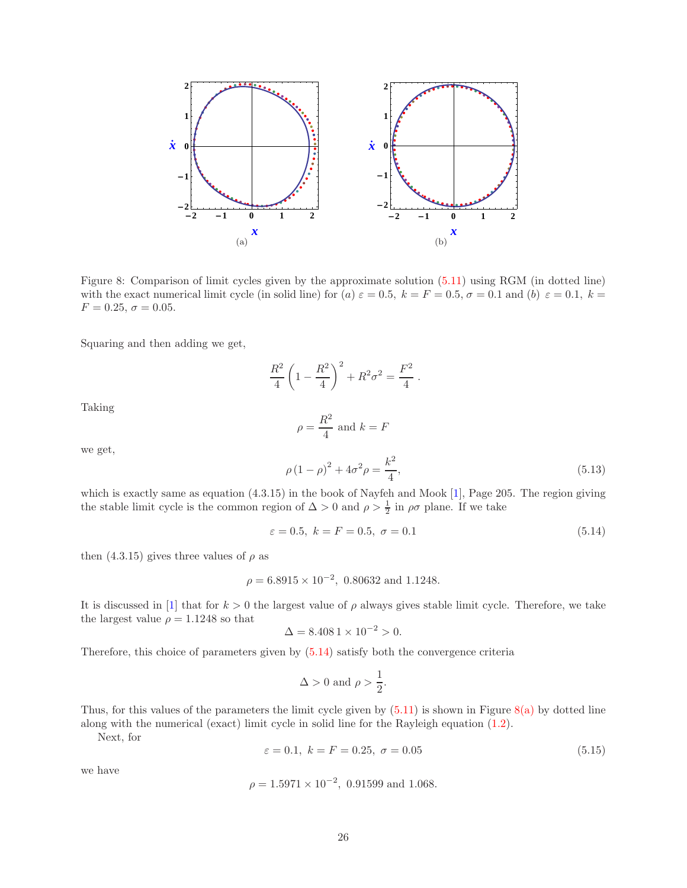(a) (b)

Figure 8: Comparison of limit cycles given by the approximate solution (5.11) using RGM (in dotted line) with the exact numerical limit cycle (in solid line) for $(a)$ $\varepsilon = 0.5,\ k = F = 0.5, \sigma = 0.1$ and $(b)$ $\varepsilon = 0.1,\ k = F = 0.25,\ \sigma = 0.05$.

Squaring and then adding we get,

$$\frac{R^2}{4}\left(1 - \frac{R^2}{4}\right)^2 + R^2\sigma^2 = \frac{F^2}{4}\,.$$

Taking

$$\rho = \frac{R^2}{4} \text{ and } k = F$$

we get,

$$\rho\,(1-\rho)^2 + 4\sigma^2\rho = \frac{k^2}{4}, \tag{5.13}$$

which is exactly same as equation (4.3.15) in the book of Nayfeh and Mook [1], Page 205. The region giving the stable limit cycle is the common region of $\Delta > 0$ and $\rho > \frac{1}{2}$ in $\rho\sigma$ plane. If we take

$$\varepsilon = 0.5,\ k = F = 0.5,\ \sigma = 0.1 \tag{5.14}$$

then (4.3.15) gives three values of $\rho$ as

$$\rho = 6.8915 \times 10^{-2},\ 0.80632 \text{ and } 1.1248.$$

It is discussed in [1] that for $k > 0$ the largest value of $\rho$ always gives stable limit cycle. Therefore, we take the largest value $\rho = 1.1248$ so that

$$\Delta = 8.408\,1 \times 10^{-2} > 0.$$

Therefore, this choice of parameters given by (5.14) satisfy both the convergence criteria

$$\Delta > 0 \text{ and } \rho > \frac{1}{2}.$$

Thus, for this values of the parameters the limit cycle given by (5.11) is shown in Figure 8(a) by dotted line along with the numerical (exact) limit cycle in solid line for the Rayleigh equation (1.2).

Next, for

$$\varepsilon = 0.1,\ k = F = 0.25,\ \sigma = 0.05 \tag{5.15}$$

we have

$$\rho = 1.5971 \times 10^{-2},\ 0.91599 \text{ and } 1.068.$$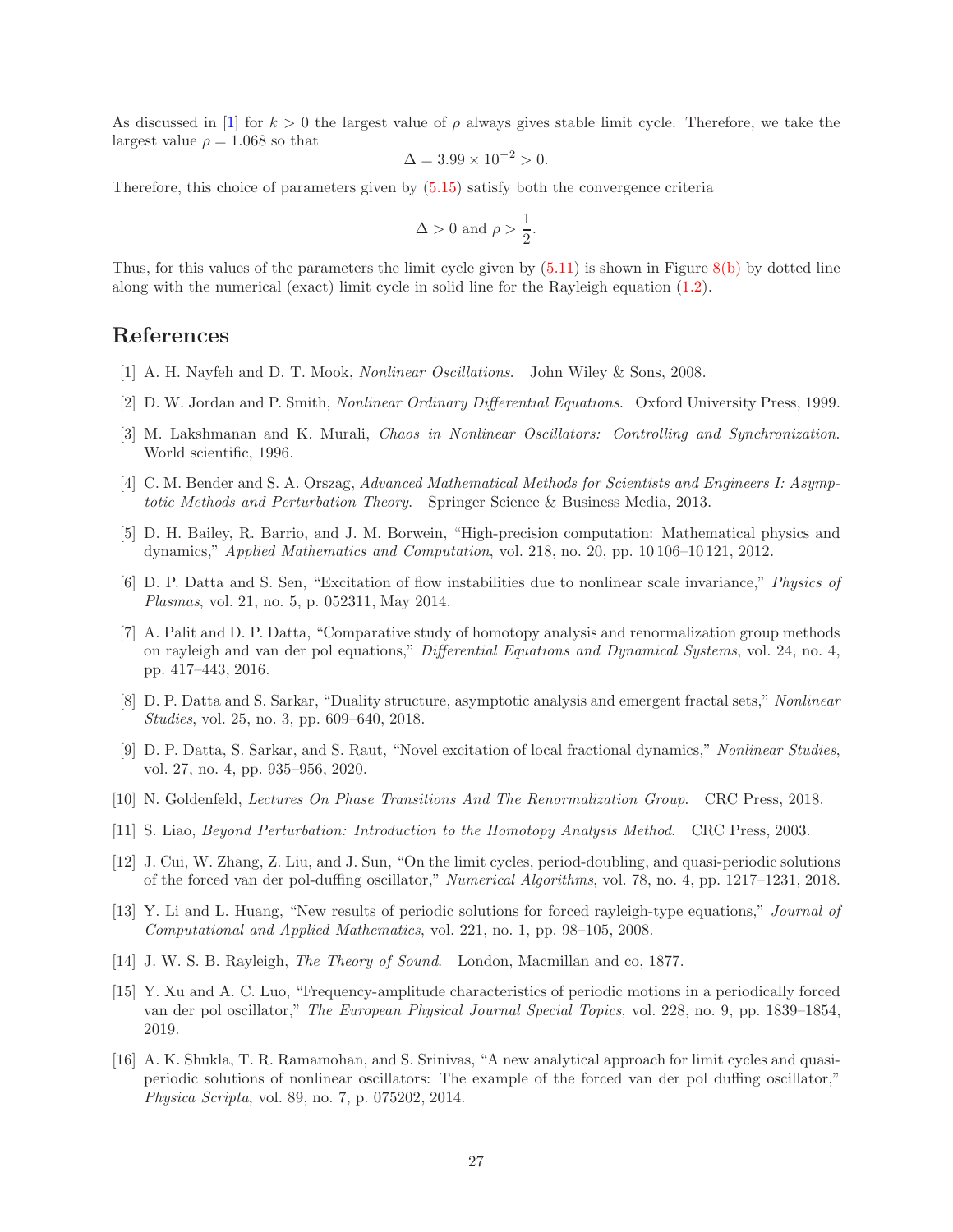As discussed in [1] for $k > 0$ the largest value of $\rho$ always gives stable limit cycle. Therefore, we take the largest value $\rho = 1.068$ so that

$$\Delta = 3.99 \times 10^{-2} > 0.$$

Therefore, this choice of parameters given by (5.15) satisfy both the convergence criteria

$$\Delta > 0 \text{ and } \rho > \frac{1}{2}.$$

Thus, for this values of the parameters the limit cycle given by (5.11) is shown in Figure 8(b) by dotted line along with the numerical (exact) limit cycle in solid line for the Rayleigh equation (1.2).

# References

[1] A. H. Nayfeh and D. T. Mook, *Nonlinear Oscillations*. John Wiley & Sons, 2008.

[2] D. W. Jordan and P. Smith, *Nonlinear Ordinary Differential Equations*. Oxford University Press, 1999.

[3] M. Lakshmanan and K. Murali, *Chaos in Nonlinear Oscillators: Controlling and Synchronization*. World scientific, 1996.

[4] C. M. Bender and S. A. Orszag, *Advanced Mathematical Methods for Scientists and Engineers I: Asymptotic Methods and Perturbation Theory*. Springer Science & Business Media, 2013.

[5] D. H. Bailey, R. Barrio, and J. M. Borwein, "High-precision computation: Mathematical physics and dynamics," *Applied Mathematics and Computation*, vol. 218, no. 20, pp. 10 106–10 121, 2012.

[6] D. P. Datta and S. Sen, "Excitation of flow instabilities due to nonlinear scale invariance," *Physics of Plasmas*, vol. 21, no. 5, p. 052311, May 2014.

[7] A. Palit and D. P. Datta, "Comparative study of homotopy analysis and renormalization group methods on rayleigh and van der pol equations," *Differential Equations and Dynamical Systems*, vol. 24, no. 4, pp. 417–443, 2016.

[8] D. P. Datta and S. Sarkar, "Duality structure, asymptotic analysis and emergent fractal sets," *Nonlinear Studies*, vol. 25, no. 3, pp. 609–640, 2018.

[9] D. P. Datta, S. Sarkar, and S. Raut, "Novel excitation of local fractional dynamics," *Nonlinear Studies*, vol. 27, no. 4, pp. 935–956, 2020.

[10] N. Goldenfeld, *Lectures On Phase Transitions And The Renormalization Group*. CRC Press, 2018.

[11] S. Liao, *Beyond Perturbation: Introduction to the Homotopy Analysis Method*. CRC Press, 2003.

[12] J. Cui, W. Zhang, Z. Liu, and J. Sun, "On the limit cycles, period-doubling, and quasi-periodic solutions of the forced van der pol-duffing oscillator," *Numerical Algorithms*, vol. 78, no. 4, pp. 1217–1231, 2018.

[13] Y. Li and L. Huang, "New results of periodic solutions for forced rayleigh-type equations," *Journal of Computational and Applied Mathematics*, vol. 221, no. 1, pp. 98–105, 2008.

[14] J. W. S. B. Rayleigh, *The Theory of Sound*. London, Macmillan and co, 1877.

[15] Y. Xu and A. C. Luo, "Frequency-amplitude characteristics of periodic motions in a periodically forced van der pol oscillator," *The European Physical Journal Special Topics*, vol. 228, no. 9, pp. 1839–1854, 2019.

[16] A. K. Shukla, T. R. Ramamohan, and S. Srinivas, "A new analytical approach for limit cycles and quasi-periodic solutions of nonlinear oscillators: The example of the forced van der pol duffing oscillator," *Physica Scripta*, vol. 89, no. 7, p. 075202, 2014.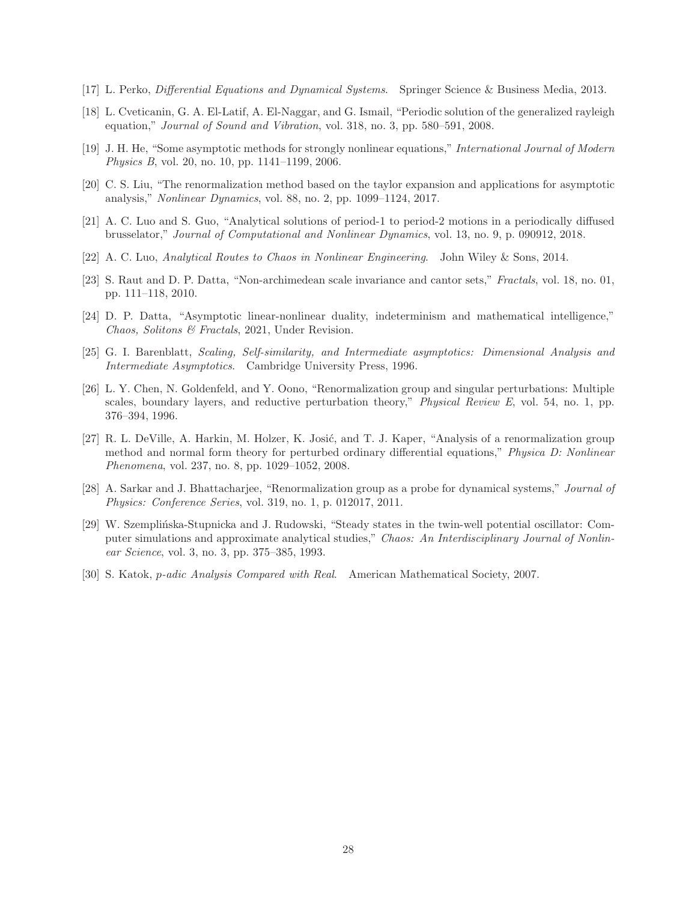[17] L. Perko, *Differential Equations and Dynamical Systems*. Springer Science & Business Media, 2013.

[18] L. Cveticanin, G. A. El-Latif, A. El-Naggar, and G. Ismail, "Periodic solution of the generalized rayleigh equation," *Journal of Sound and Vibration*, vol. 318, no. 3, pp. 580–591, 2008.

[19] J. H. He, "Some asymptotic methods for strongly nonlinear equations," *International Journal of Modern Physics B*, vol. 20, no. 10, pp. 1141–1199, 2006.

[20] C. S. Liu, "The renormalization method based on the taylor expansion and applications for asymptotic analysis," *Nonlinear Dynamics*, vol. 88, no. 2, pp. 1099–1124, 2017.

[21] A. C. Luo and S. Guo, "Analytical solutions of period-1 to period-2 motions in a periodically diffused brusselator," *Journal of Computational and Nonlinear Dynamics*, vol. 13, no. 9, p. 090912, 2018.

[22] A. C. Luo, *Analytical Routes to Chaos in Nonlinear Engineering*. John Wiley & Sons, 2014.

[23] S. Raut and D. P. Datta, "Non-archimedean scale invariance and cantor sets," *Fractals*, vol. 18, no. 01, pp. 111–118, 2010.

[24] D. P. Datta, "Asymptotic linear-nonlinear duality, indeterminism and mathematical intelligence," *Chaos, Solitons & Fractals*, 2021, Under Revision.

[25] G. I. Barenblatt, *Scaling, Self-similarity, and Intermediate asymptotics: Dimensional Analysis and Intermediate Asymptotics*. Cambridge University Press, 1996.

[26] L. Y. Chen, N. Goldenfeld, and Y. Oono, "Renormalization group and singular perturbations: Multiple scales, boundary layers, and reductive perturbation theory," *Physical Review E*, vol. 54, no. 1, pp. 376–394, 1996.

[27] R. L. DeVille, A. Harkin, M. Holzer, K. Josić, and T. J. Kaper, "Analysis of a renormalization group method and normal form theory for perturbed ordinary differential equations," *Physica D: Nonlinear Phenomena*, vol. 237, no. 8, pp. 1029–1052, 2008.

[28] A. Sarkar and J. Bhattacharjee, "Renormalization group as a probe for dynamical systems," *Journal of Physics: Conference Series*, vol. 319, no. 1, p. 012017, 2011.

[29] W. Szemplińska-Stupnicka and J. Rudowski, "Steady states in the twin-well potential oscillator: Computer simulations and approximate analytical studies," *Chaos: An Interdisciplinary Journal of Nonlinear Science*, vol. 3, no. 3, pp. 375–385, 1993.

[30] S. Katok, *p-adic Analysis Compared with Real*. American Mathematical Society, 2007.